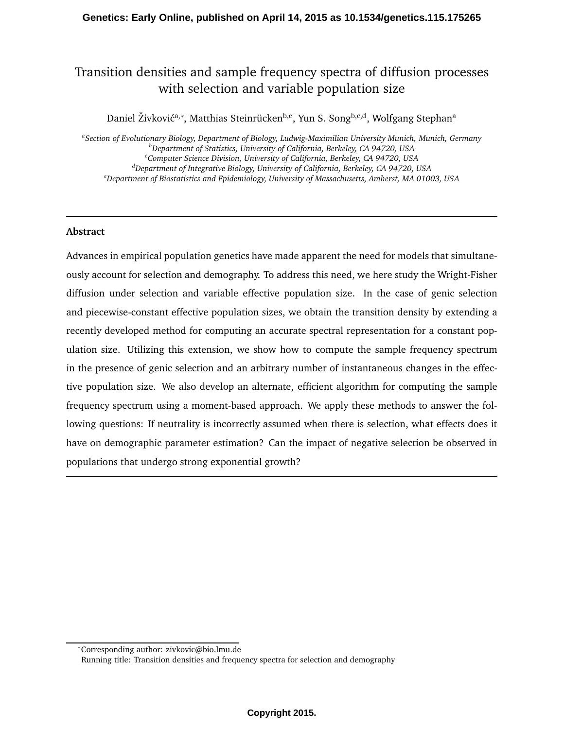# Transition densities and sample frequency spectra of diffusion processes with selection and variable population size

Daniel Živković[a,*], Matthias Steinrücken[b,e], Yun S. Song[b,c,d], Wolfgang Stephan[a]

[a]*Section of Evolutionary Biology, Department of Biology, Ludwig-Maximilian University Munich, Munich, Germany*
[b]*Department of Statistics, University of California, Berkeley, CA 94720, USA*
[c]*Computer Science Division, University of California, Berkeley, CA 94720, USA*
[d]*Department of Integrative Biology, University of California, Berkeley, CA 94720, USA*
[e]*Department of Biostatistics and Epidemiology, University of Massachusetts, Amherst, MA 01003, USA*

---

## Abstract

Advances in empirical population genetics have made apparent the need for models that simultaneously account for selection and demography. To address this need, we here study the Wright-Fisher diffusion under selection and variable effective population size. In the case of genic selection and piecewise-constant effective population sizes, we obtain the transition density by extending a recently developed method for computing an accurate spectral representation for a constant population size. Utilizing this extension, we show how to compute the sample frequency spectrum in the presence of genic selection and an arbitrary number of instantaneous changes in the effective population size. We also develop an alternate, efficient algorithm for computing the sample frequency spectrum using a moment-based approach. We apply these methods to answer the following questions: If neutrality is incorrectly assumed when there is selection, what effects does it have on demographic parameter estimation? Can the impact of negative selection be observed in populations that undergo strong exponential growth?

---

*Corresponding author: zivkovic@bio.lmu.de
Running title: Transition densities and frequency spectra for selection and demography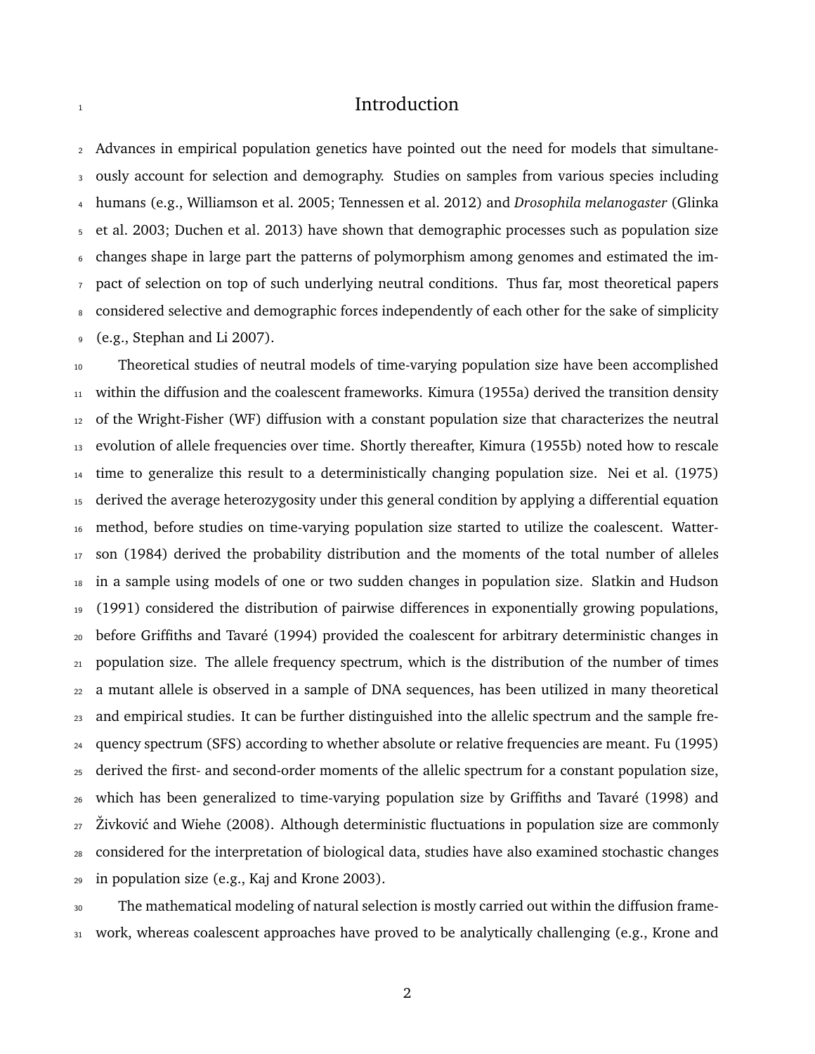# Introduction

Advances in empirical population genetics have pointed out the need for models that simultaneously account for selection and demography. Studies on samples from various species including humans (e.g., Williamson et al. 2005; Tennessen et al. 2012) and *Drosophila melanogaster* (Glinka et al. 2003; Duchen et al. 2013) have shown that demographic processes such as population size changes shape in large part the patterns of polymorphism among genomes and estimated the impact of selection on top of such underlying neutral conditions. Thus far, most theoretical papers considered selective and demographic forces independently of each other for the sake of simplicity (e.g., Stephan and Li 2007).

Theoretical studies of neutral models of time-varying population size have been accomplished within the diffusion and the coalescent frameworks. Kimura (1955a) derived the transition density of the Wright-Fisher (WF) diffusion with a constant population size that characterizes the neutral evolution of allele frequencies over time. Shortly thereafter, Kimura (1955b) noted how to rescale time to generalize this result to a deterministically changing population size. Nei et al. (1975) derived the average heterozygosity under this general condition by applying a differential equation method, before studies on time-varying population size started to utilize the coalescent. Watterson (1984) derived the probability distribution and the moments of the total number of alleles in a sample using models of one or two sudden changes in population size. Slatkin and Hudson (1991) considered the distribution of pairwise differences in exponentially growing populations, before Griffiths and Tavaré (1994) provided the coalescent for arbitrary deterministic changes in population size. The allele frequency spectrum, which is the distribution of the number of times a mutant allele is observed in a sample of DNA sequences, has been utilized in many theoretical and empirical studies. It can be further distinguished into the allelic spectrum and the sample frequency spectrum (SFS) according to whether absolute or relative frequencies are meant. Fu (1995) derived the first- and second-order moments of the allelic spectrum for a constant population size, which has been generalized to time-varying population size by Griffiths and Tavaré (1998) and Živković and Wiehe (2008). Although deterministic fluctuations in population size are commonly considered for the interpretation of biological data, studies have also examined stochastic changes in population size (e.g., Kaj and Krone 2003).

The mathematical modeling of natural selection is mostly carried out within the diffusion framework, whereas coalescent approaches have proved to be analytically challenging (e.g., Krone and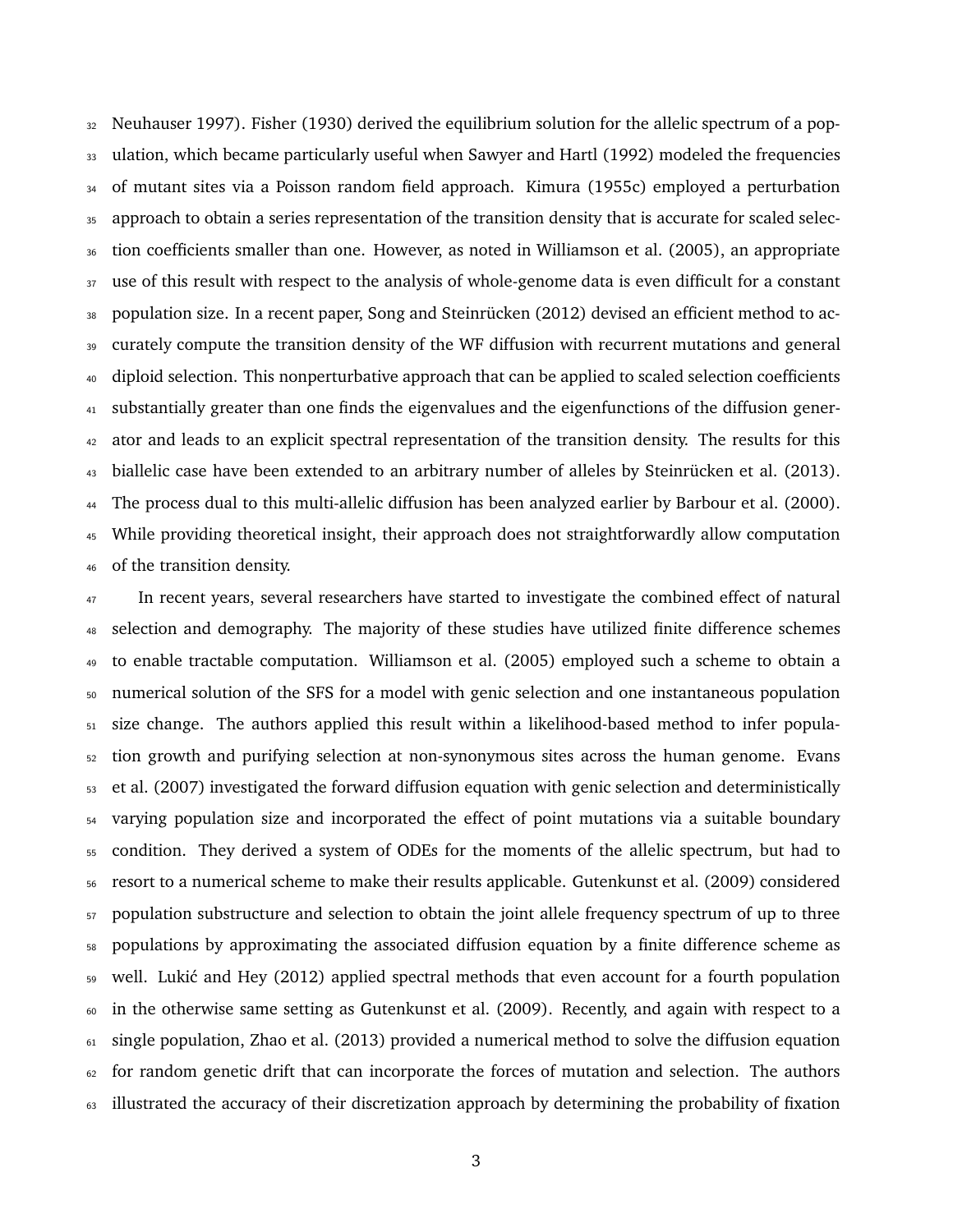Neuhauser 1997). Fisher (1930) derived the equilibrium solution for the allelic spectrum of a population, which became particularly useful when Sawyer and Hartl (1992) modeled the frequencies of mutant sites via a Poisson random field approach. Kimura (1955c) employed a perturbation approach to obtain a series representation of the transition density that is accurate for scaled selection coefficients smaller than one. However, as noted in Williamson et al. (2005), an appropriate use of this result with respect to the analysis of whole-genome data is even difficult for a constant population size. In a recent paper, Song and Steinrücken (2012) devised an efficient method to accurately compute the transition density of the WF diffusion with recurrent mutations and general diploid selection. This nonperturbative approach that can be applied to scaled selection coefficients substantially greater than one finds the eigenvalues and the eigenfunctions of the diffusion generator and leads to an explicit spectral representation of the transition density. The results for this biallelic case have been extended to an arbitrary number of alleles by Steinrücken et al. (2013). The process dual to this multi-allelic diffusion has been analyzed earlier by Barbour et al. (2000). While providing theoretical insight, their approach does not straightforwardly allow computation of the transition density.

In recent years, several researchers have started to investigate the combined effect of natural selection and demography. The majority of these studies have utilized finite difference schemes to enable tractable computation. Williamson et al. (2005) employed such a scheme to obtain a numerical solution of the SFS for a model with genic selection and one instantaneous population size change. The authors applied this result within a likelihood-based method to infer population growth and purifying selection at non-synonymous sites across the human genome. Evans et al. (2007) investigated the forward diffusion equation with genic selection and deterministically varying population size and incorporated the effect of point mutations via a suitable boundary condition. They derived a system of ODEs for the moments of the allelic spectrum, but had to resort to a numerical scheme to make their results applicable. Gutenkunst et al. (2009) considered population substructure and selection to obtain the joint allele frequency spectrum of up to three populations by approximating the associated diffusion equation by a finite difference scheme as well. Lukić and Hey (2012) applied spectral methods that even account for a fourth population in the otherwise same setting as Gutenkunst et al. (2009). Recently, and again with respect to a single population, Zhao et al. (2013) provided a numerical method to solve the diffusion equation for random genetic drift that can incorporate the forces of mutation and selection. The authors illustrated the accuracy of their discretization approach by determining the probability of fixation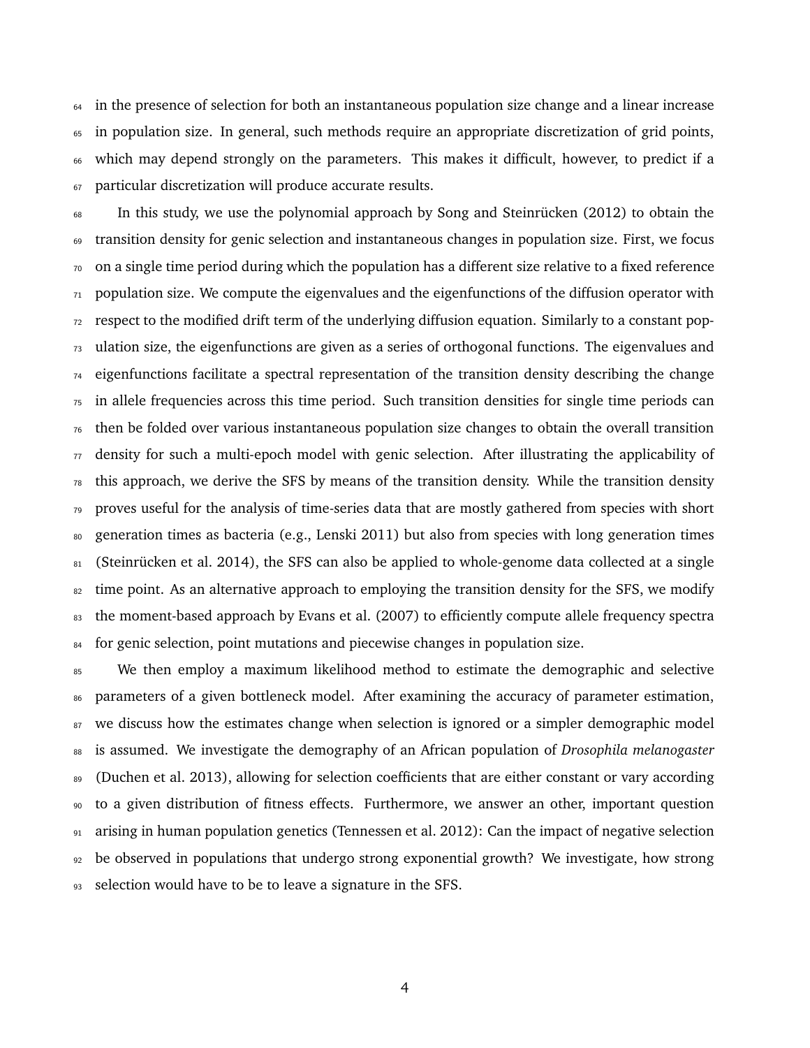in the presence of selection for both an instantaneous population size change and a linear increase in population size. In general, such methods require an appropriate discretization of grid points, which may depend strongly on the parameters. This makes it difficult, however, to predict if a particular discretization will produce accurate results.

In this study, we use the polynomial approach by Song and Steinrücken (2012) to obtain the transition density for genic selection and instantaneous changes in population size. First, we focus on a single time period during which the population has a different size relative to a fixed reference population size. We compute the eigenvalues and the eigenfunctions of the diffusion operator with respect to the modified drift term of the underlying diffusion equation. Similarly to a constant population size, the eigenfunctions are given as a series of orthogonal functions. The eigenvalues and eigenfunctions facilitate a spectral representation of the transition density describing the change in allele frequencies across this time period. Such transition densities for single time periods can then be folded over various instantaneous population size changes to obtain the overall transition density for such a multi-epoch model with genic selection. After illustrating the applicability of this approach, we derive the SFS by means of the transition density. While the transition density proves useful for the analysis of time-series data that are mostly gathered from species with short generation times as bacteria (e.g., Lenski 2011) but also from species with long generation times (Steinrücken et al. 2014), the SFS can also be applied to whole-genome data collected at a single time point. As an alternative approach to employing the transition density for the SFS, we modify the moment-based approach by Evans et al. (2007) to efficiently compute allele frequency spectra for genic selection, point mutations and piecewise changes in population size.

We then employ a maximum likelihood method to estimate the demographic and selective parameters of a given bottleneck model. After examining the accuracy of parameter estimation, we discuss how the estimates change when selection is ignored or a simpler demographic model is assumed. We investigate the demography of an African population of *Drosophila melanogaster* (Duchen et al. 2013), allowing for selection coefficients that are either constant or vary according to a given distribution of fitness effects. Furthermore, we answer an other, important question arising in human population genetics (Tennessen et al. 2012): Can the impact of negative selection be observed in populations that undergo strong exponential growth? We investigate, how strong selection would have to be to leave a signature in the SFS.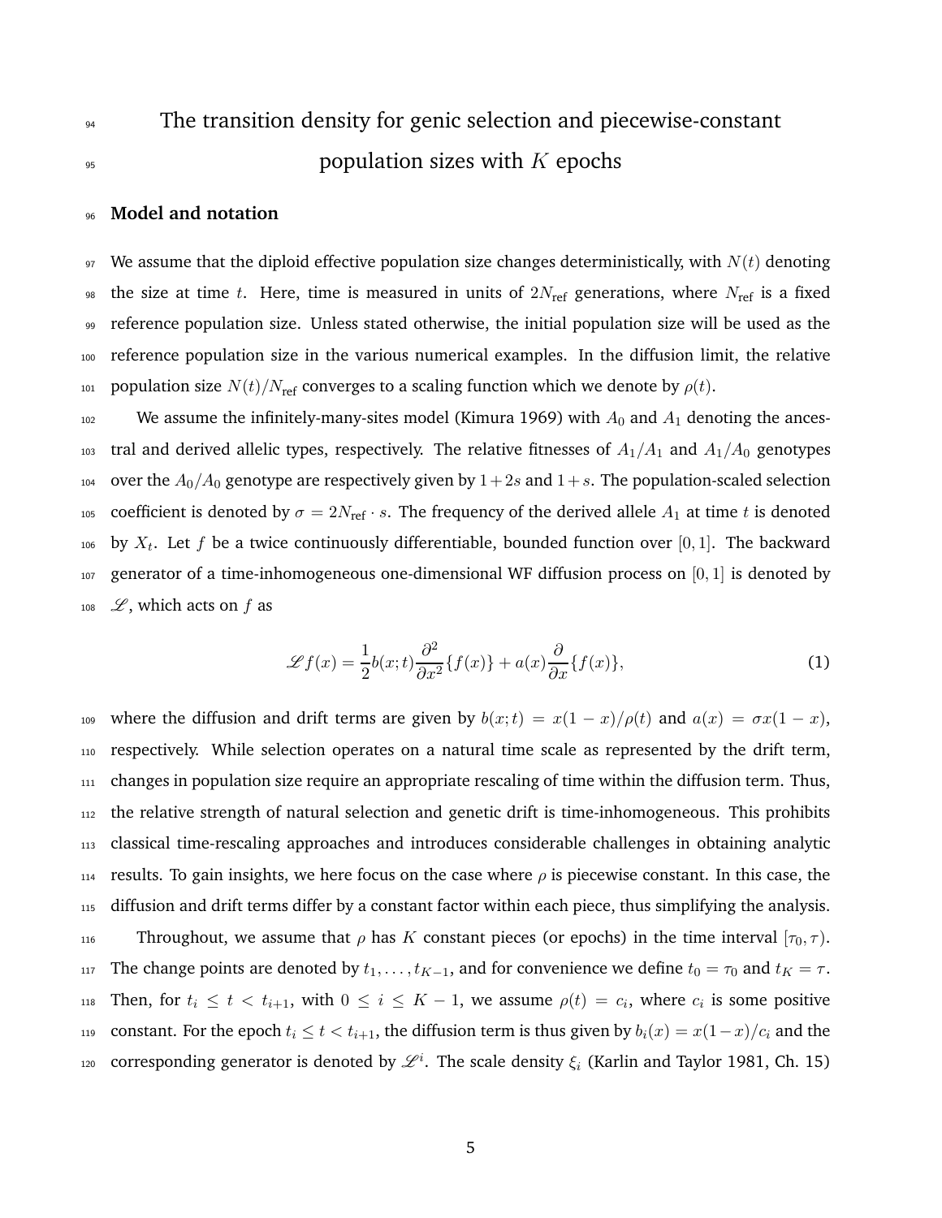# The transition density for genic selection and piecewise-constant population sizes with $K$ epochs

## Model and notation

We assume that the diploid effective population size changes deterministically, with $N(t)$ denoting the size at time $t$. Here, time is measured in units of $2N_{\text{ref}}$ generations, where $N_{\text{ref}}$ is a fixed reference population size. Unless stated otherwise, the initial population size will be used as the reference population size in the various numerical examples. In the diffusion limit, the relative population size $N(t)/N_{\text{ref}}$ converges to a scaling function which we denote by $\rho(t)$.

We assume the infinitely-many-sites model (Kimura 1969) with $A_0$ and $A_1$ denoting the ancestral and derived allelic types, respectively. The relative fitnesses of $A_1/A_1$ and $A_1/A_0$ genotypes over the $A_0/A_0$ genotype are respectively given by $1+2s$ and $1+s$. The population-scaled selection coefficient is denoted by $\sigma = 2N_{\text{ref}} \cdot s$. The frequency of the derived allele $A_1$ at time $t$ is denoted by $X_t$. Let $f$ be a twice continuously differentiable, bounded function over $[0, 1]$. The backward generator of a time-inhomogeneous one-dimensional WF diffusion process on $[0, 1]$ is denoted by $\mathscr{L}$, which acts on $f$ as

$$\mathscr{L} f(x) = \frac{1}{2} b(x;t) \frac{\partial^2}{\partial x^2}\{f(x)\} + a(x) \frac{\partial}{\partial x}\{f(x)\}, \tag{1}$$

where the diffusion and drift terms are given by $b(x;t) = x(1-x)/\rho(t)$ and $a(x) = \sigma x(1-x)$, respectively. While selection operates on a natural time scale as represented by the drift term, changes in population size require an appropriate rescaling of time within the diffusion term. Thus, the relative strength of natural selection and genetic drift is time-inhomogeneous. This prohibits classical time-rescaling approaches and introduces considerable challenges in obtaining analytic results. To gain insights, we here focus on the case where $\rho$ is piecewise constant. In this case, the diffusion and drift terms differ by a constant factor within each piece, thus simplifying the analysis.

Throughout, we assume that $\rho$ has $K$ constant pieces (or epochs) in the time interval $[\tau_0, \tau)$. The change points are denoted by $t_1, \ldots, t_{K-1}$, and for convenience we define $t_0 = \tau_0$ and $t_K = \tau$. Then, for $t_i \leq t < t_{i+1}$, with $0 \leq i \leq K-1$, we assume $\rho(t) = c_i$, where $c_i$ is some positive constant. For the epoch $t_i \leq t < t_{i+1}$, the diffusion term is thus given by $b_i(x) = x(1-x)/c_i$ and the corresponding generator is denoted by $\mathscr{L}^i$. The scale density $\xi_i$ (Karlin and Taylor 1981, Ch. 15)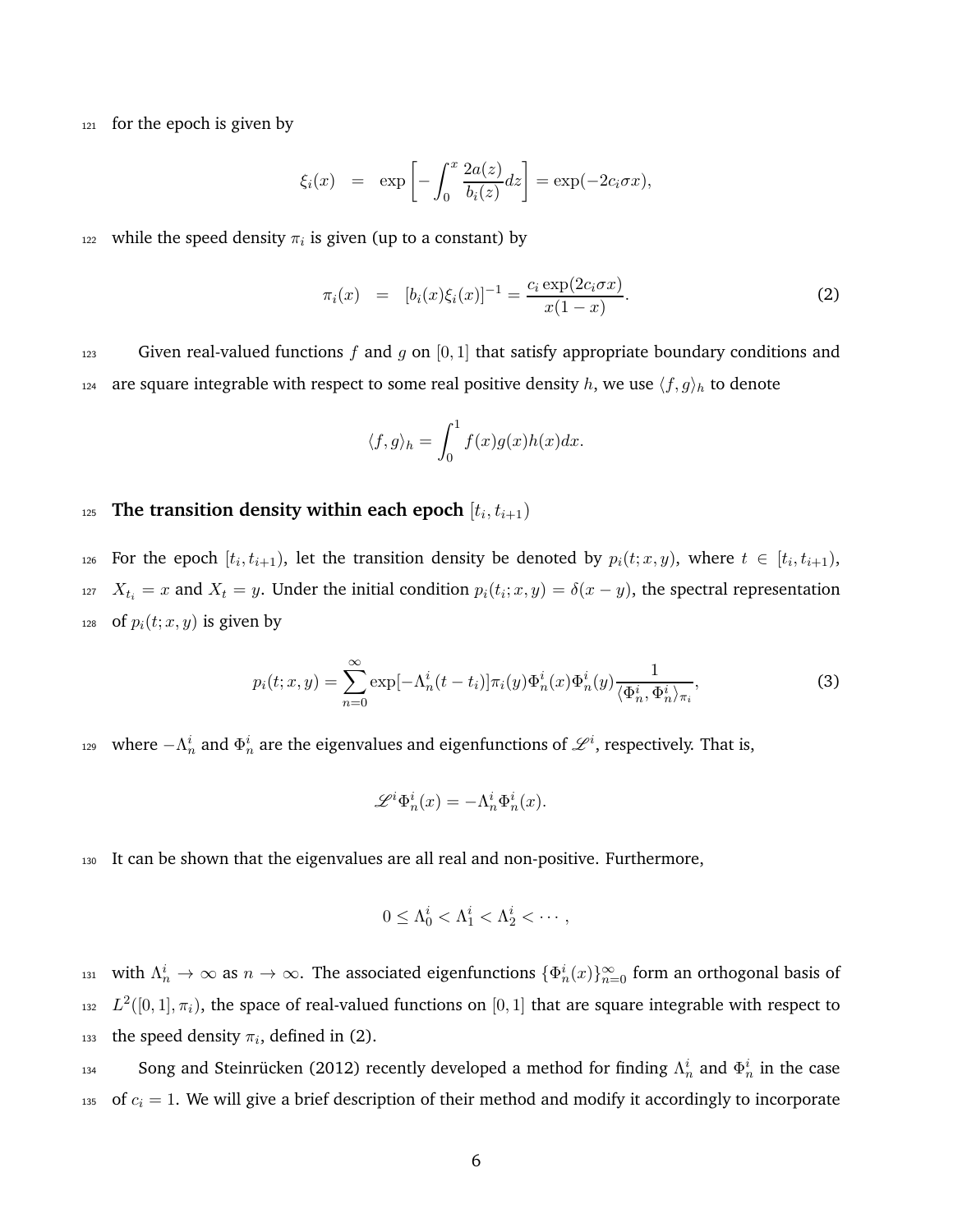for the epoch is given by

$$\xi_i(x) \quad = \quad \exp\left[-\int_0^x \frac{2a(z)}{b_i(z)}dz\right] = \exp(-2c_i\sigma x),$$

while the speed density $\pi_i$ is given (up to a constant) by

$$\pi_i(x) \quad = \quad [b_i(x)\xi_i(x)]^{-1} = \frac{c_i \exp(2c_i\sigma x)}{x(1-x)}. \tag{2}$$

Given real-valued functions $f$ and $g$ on $[0, 1]$ that satisfy appropriate boundary conditions and are square integrable with respect to some real positive density $h$, we use $\langle f, g\rangle_h$ to denote

$$\langle f, g\rangle_h = \int_0^1 f(x)g(x)h(x)dx.$$

### The transition density within each epoch $[t_i, t_{i+1})$

For the epoch $[t_i, t_{i+1})$, let the transition density be denoted by $p_i(t; x, y)$, where $t \in [t_i, t_{i+1})$, $X_{t_i} = x$ and $X_t = y$. Under the initial condition $p_i(t_i; x, y) = \delta(x - y)$, the spectral representation of $p_i(t; x, y)$ is given by

$$p_i(t; x, y) = \sum_{n=0}^{\infty} \exp[-\Lambda_n^i(t - t_i)]\pi_i(y)\Phi_n^i(x)\Phi_n^i(y)\frac{1}{\langle \Phi_n^i, \Phi_n^i\rangle_{\pi_i}}, \tag{3}$$

where $-\Lambda_n^i$ and $\Phi_n^i$ are the eigenvalues and eigenfunctions of $\mathscr{L}^i$, respectively. That is,

$$\mathscr{L}^i\Phi_n^i(x) = -\Lambda_n^i\Phi_n^i(x).$$

It can be shown that the eigenvalues are all real and non-positive. Furthermore,

$$0 \leq \Lambda_0^i < \Lambda_1^i < \Lambda_2^i < \cdots,$$

with $\Lambda_n^i \to \infty$ as $n \to \infty$. The associated eigenfunctions $\{\Phi_n^i(x)\}_{n=0}^{\infty}$ form an orthogonal basis of $L^2([0, 1], \pi_i)$, the space of real-valued functions on $[0, 1]$ that are square integrable with respect to the speed density $\pi_i$, defined in (2).

Song and Steinrücken (2012) recently developed a method for finding $\Lambda_n^i$ and $\Phi_n^i$ in the case of $c_i = 1$. We will give a brief description of their method and modify it accordingly to incorporate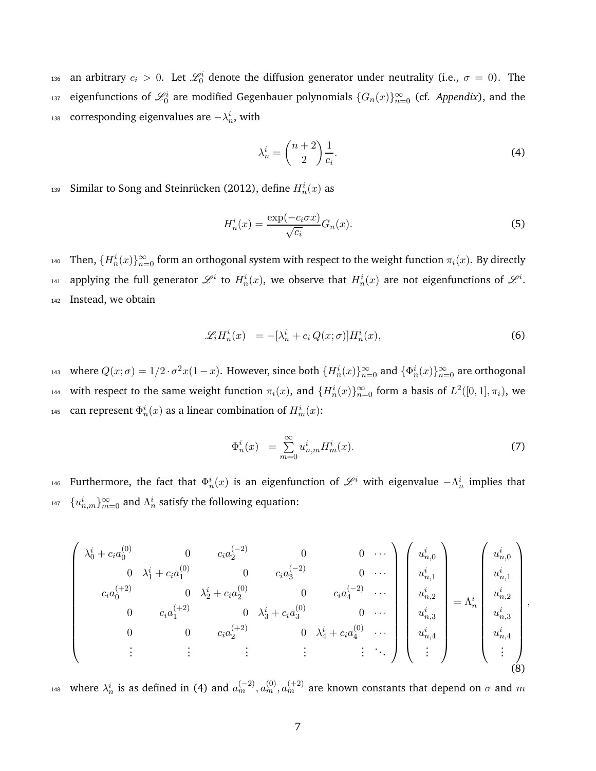an arbitrary $c_i > 0$. Let $\mathscr{L}_0^i$ denote the diffusion generator under neutrality (i.e., $\sigma = 0$). The eigenfunctions of $\mathscr{L}_0^i$ are modified Gegenbauer polynomials $\{G_n(x)\}_{n=0}^{\infty}$ (cf. *Appendix*), and the corresponding eigenvalues are $-\lambda_n^i$, with

$$\lambda_n^i = \binom{n+2}{2}\frac{1}{c_i}. \tag{4}$$

Similar to Song and Steinrücken (2012), define $H_n^i(x)$ as

$$H_n^i(x) = \frac{\exp(-c_i \sigma x)}{\sqrt{c_i}} G_n(x). \tag{5}$$

Then, $\{H_n^i(x)\}_{n=0}^{\infty}$ form an orthogonal system with respect to the weight function $\pi_i(x)$. By directly applying the full generator $\mathscr{L}^i$ to $H_n^i(x)$, we observe that $H_n^i(x)$ are not eigenfunctions of $\mathscr{L}^i$. Instead, we obtain

$$\mathscr{L}_i H_n^i(x) \;\; = -[\lambda_n^i + c_i\, Q(x;\sigma)] H_n^i(x), \tag{6}$$

where $Q(x;\sigma) = 1/2 \cdot \sigma^2 x(1-x)$. However, since both $\{H_n^i(x)\}_{n=0}^{\infty}$ and $\{\Phi_n^i(x)\}_{n=0}^{\infty}$ are orthogonal with respect to the same weight function $\pi_i(x)$, and $\{H_n^i(x)\}_{n=0}^{\infty}$ form a basis of $L^2([0,1], \pi_i)$, we can represent $\Phi_n^i(x)$ as a linear combination of $H_m^i(x)$:

$$\Phi_n^i(x) \;\; = \sum_{m=0}^{\infty} u_{n,m}^i H_m^i(x). \tag{7}$$

Furthermore, the fact that $\Phi_n^i(x)$ is an eigenfunction of $\mathscr{L}^i$ with eigenvalue $-\Lambda_n^i$ implies that $\{u_{n,m}^i\}_{m=0}^{\infty}$ and $\Lambda_n^i$ satisfy the following equation:

$$\begin{pmatrix} \lambda_0^i + c_i a_0^{(0)} & 0 & c_i a_2^{(-2)} & 0 & 0 & \cdots \\ 0 & \lambda_1^i + c_i a_1^{(0)} & 0 & c_i a_3^{(-2)} & 0 & \cdots \\ c_i a_0^{(+2)} & 0 & \lambda_2^i + c_i a_2^{(0)} & 0 & c_i a_4^{(-2)} & \cdots \\ 0 & c_i a_1^{(+2)} & 0 & \lambda_3^i + c_i a_3^{(0)} & 0 & \cdots \\ 0 & 0 & c_i a_2^{(+2)} & 0 & \lambda_4^i + c_i a_4^{(0)} & \cdots \\ \vdots & \vdots & \vdots & \vdots & \vdots & \ddots \end{pmatrix} \begin{pmatrix} u_{n,0}^i \\ u_{n,1}^i \\ u_{n,2}^i \\ u_{n,3}^i \\ u_{n,4}^i \\ \vdots \end{pmatrix} = \Lambda_n^i \begin{pmatrix} u_{n,0}^i \\ u_{n,1}^i \\ u_{n,2}^i \\ u_{n,3}^i \\ u_{n,4}^i \\ \vdots \end{pmatrix}, \tag{8}$$

where $\lambda_n^i$ is as defined in (4) and $a_m^{(-2)}, a_m^{(0)}, a_m^{(+2)}$ are known constants that depend on $\sigma$ and $m$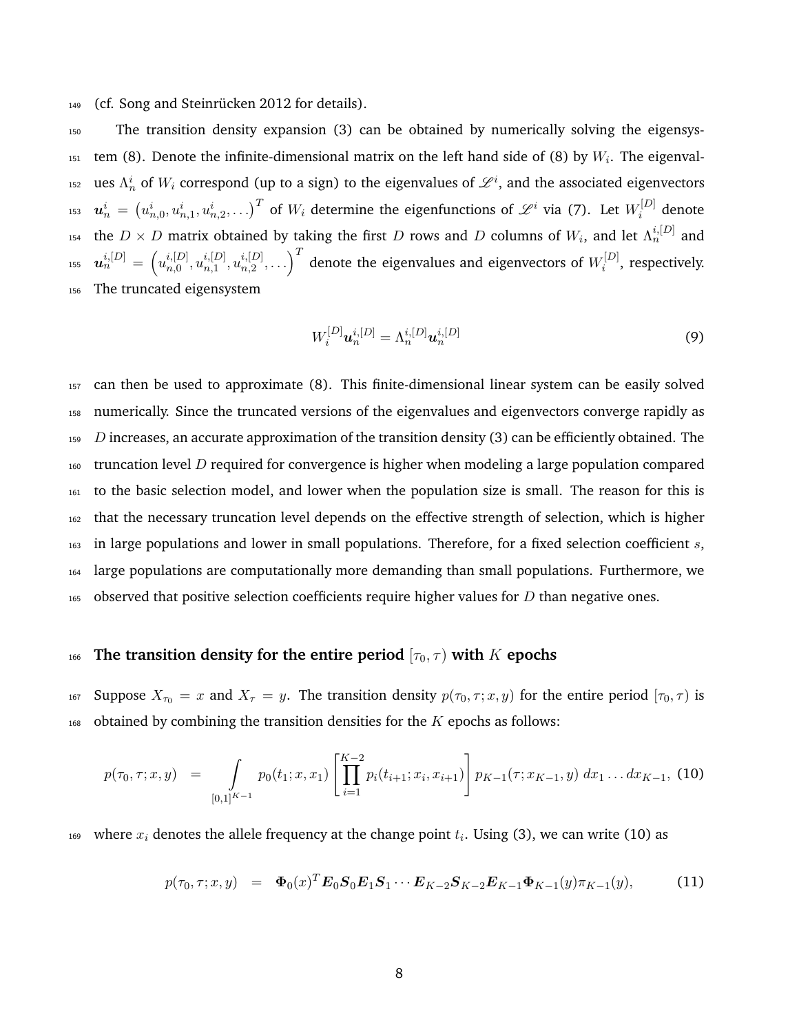(cf. Song and Steinrücken 2012 for details).

The transition density expansion (3) can be obtained by numerically solving the eigensystem (8). Denote the infinite-dimensional matrix on the left hand side of (8) by $W_i$. The eigenvalues $\Lambda_n^i$ of $W_i$ correspond (up to a sign) to the eigenvalues of $\mathscr{L}^i$, and the associated eigenvectors $\boldsymbol{u}_n^i = \left(u_{n,0}^i, u_{n,1}^i, u_{n,2}^i, \ldots\right)^T$ of $W_i$ determine the eigenfunctions of $\mathscr{L}^i$ via (7). Let $W_i^{[D]}$ denote the $D \times D$ matrix obtained by taking the first $D$ rows and $D$ columns of $W_i$, and let $\Lambda_n^{i,[D]}$ and $\boldsymbol{u}_n^{i,[D]} = \left(u_{n,0}^{i,[D]}, u_{n,1}^{i,[D]}, u_{n,2}^{i,[D]}, \ldots\right)^T$ denote the eigenvalues and eigenvectors of $W_i^{[D]}$, respectively. The truncated eigensystem

$$W_i^{[D]} \boldsymbol{u}_n^{i,[D]} = \Lambda_n^{i,[D]} \boldsymbol{u}_n^{i,[D]} \tag{9}$$

can then be used to approximate (8). This finite-dimensional linear system can be easily solved numerically. Since the truncated versions of the eigenvalues and eigenvectors converge rapidly as $D$ increases, an accurate approximation of the transition density (3) can be efficiently obtained. The truncation level $D$ required for convergence is higher when modeling a large population compared to the basic selection model, and lower when the population size is small. The reason for this is that the necessary truncation level depends on the effective strength of selection, which is higher in large populations and lower in small populations. Therefore, for a fixed selection coefficient $s$, large populations are computationally more demanding than small populations. Furthermore, we observed that positive selection coefficients require higher values for $D$ than negative ones.

## The transition density for the entire period $[\tau_0, \tau)$ with $K$ epochs

Suppose $X_{\tau_0} = x$ and $X_\tau = y$. The transition density $p(\tau_0, \tau; x, y)$ for the entire period $[\tau_0, \tau)$ is obtained by combining the transition densities for the $K$ epochs as follows:

$$p(\tau_0, \tau; x, y) \;\; = \int\limits_{[0,1]^{K-1}} p_0(t_1; x, x_1) \left[ \prod_{i=1}^{K-2} p_i(t_{i+1}; x_i, x_{i+1}) \right] p_{K-1}(\tau; x_{K-1}, y) \; dx_1 \ldots dx_{K-1}, \tag{10}$$

where $x_i$ denotes the allele frequency at the change point $t_i$. Using (3), we can write (10) as

$$p(\tau_0, \tau; x, y) \;\; = \;\; \boldsymbol{\Phi}_0(x)^T \boldsymbol{E}_0 \boldsymbol{S}_0 \boldsymbol{E}_1 \boldsymbol{S}_1 \cdots \boldsymbol{E}_{K-2} \boldsymbol{S}_{K-2} \boldsymbol{E}_{K-1} \boldsymbol{\Phi}_{K-1}(y) \pi_{K-1}(y), \tag{11}$$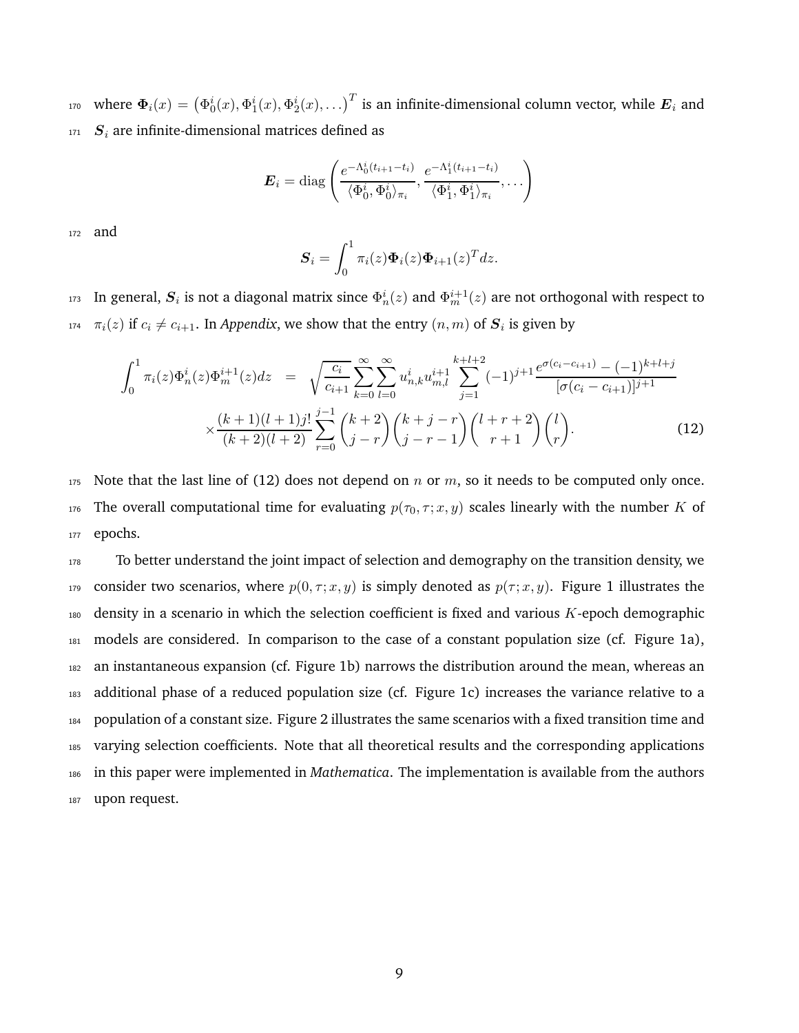where $\boldsymbol{\Phi}_i(x) = \left(\Phi_0^i(x), \Phi_1^i(x), \Phi_2^i(x), \ldots\right)^T$ is an infinite-dimensional column vector, while $\boldsymbol{E}_i$ and $\boldsymbol{S}_i$ are infinite-dimensional matrices defined as

$$\boldsymbol{E}_i = \operatorname{diag}\left(\frac{e^{-\Lambda_0^i(t_{i+1}-t_i)}}{\langle \Phi_0^i, \Phi_0^i \rangle_{\pi_i}}, \frac{e^{-\Lambda_1^i(t_{i+1}-t_i)}}{\langle \Phi_1^i, \Phi_1^i \rangle_{\pi_i}}, \ldots\right)$$

and

$$\boldsymbol{S}_i = \int_0^1 \pi_i(z) \boldsymbol{\Phi}_i(z) \boldsymbol{\Phi}_{i+1}(z)^T dz.$$

In general, $\boldsymbol{S}_i$ is not a diagonal matrix since $\Phi_n^i(z)$ and $\Phi_m^{i+1}(z)$ are not orthogonal with respect to $\pi_i(z)$ if $c_i \neq c_{i+1}$. In *Appendix*, we show that the entry $(n, m)$ of $\boldsymbol{S}_i$ is given by

$$\begin{aligned}
\int_0^1 \pi_i(z) \Phi_n^i(z) \Phi_m^{i+1}(z) dz &= \sqrt{\frac{c_i}{c_{i+1}}} \sum_{k=0}^{\infty} \sum_{l=0}^{\infty} u_{n,k}^i u_{m,l}^{i+1} \sum_{j=1}^{k+l+2} (-1)^{j+1} \frac{e^{\sigma(c_i - c_{i+1})} - (-1)^{k+l+j}}{[\sigma(c_i - c_{i+1})]^{j+1}} \\
&\quad \times \frac{(k+1)(l+1)j!}{(k+2)(l+2)} \sum_{r=0}^{j-1} \binom{k+2}{j-r} \binom{k+j-r}{j-r-1} \binom{l+r+2}{r+1} \binom{l}{r}.
\end{aligned} \tag{12}$$

Note that the last line of (12) does not depend on $n$ or $m$, so it needs to be computed only once. The overall computational time for evaluating $p(\tau_0, \tau; x, y)$ scales linearly with the number $K$ of epochs.

To better understand the joint impact of selection and demography on the transition density, we consider two scenarios, where $p(0, \tau; x, y)$ is simply denoted as $p(\tau; x, y)$. Figure 1 illustrates the density in a scenario in which the selection coefficient is fixed and various $K$-epoch demographic models are considered. In comparison to the case of a constant population size (cf. Figure 1a), an instantaneous expansion (cf. Figure 1b) narrows the distribution around the mean, whereas an additional phase of a reduced population size (cf. Figure 1c) increases the variance relative to a population of a constant size. Figure 2 illustrates the same scenarios with a fixed transition time and varying selection coefficients. Note that all theoretical results and the corresponding applications in this paper were implemented in *Mathematica*. The implementation is available from the authors upon request.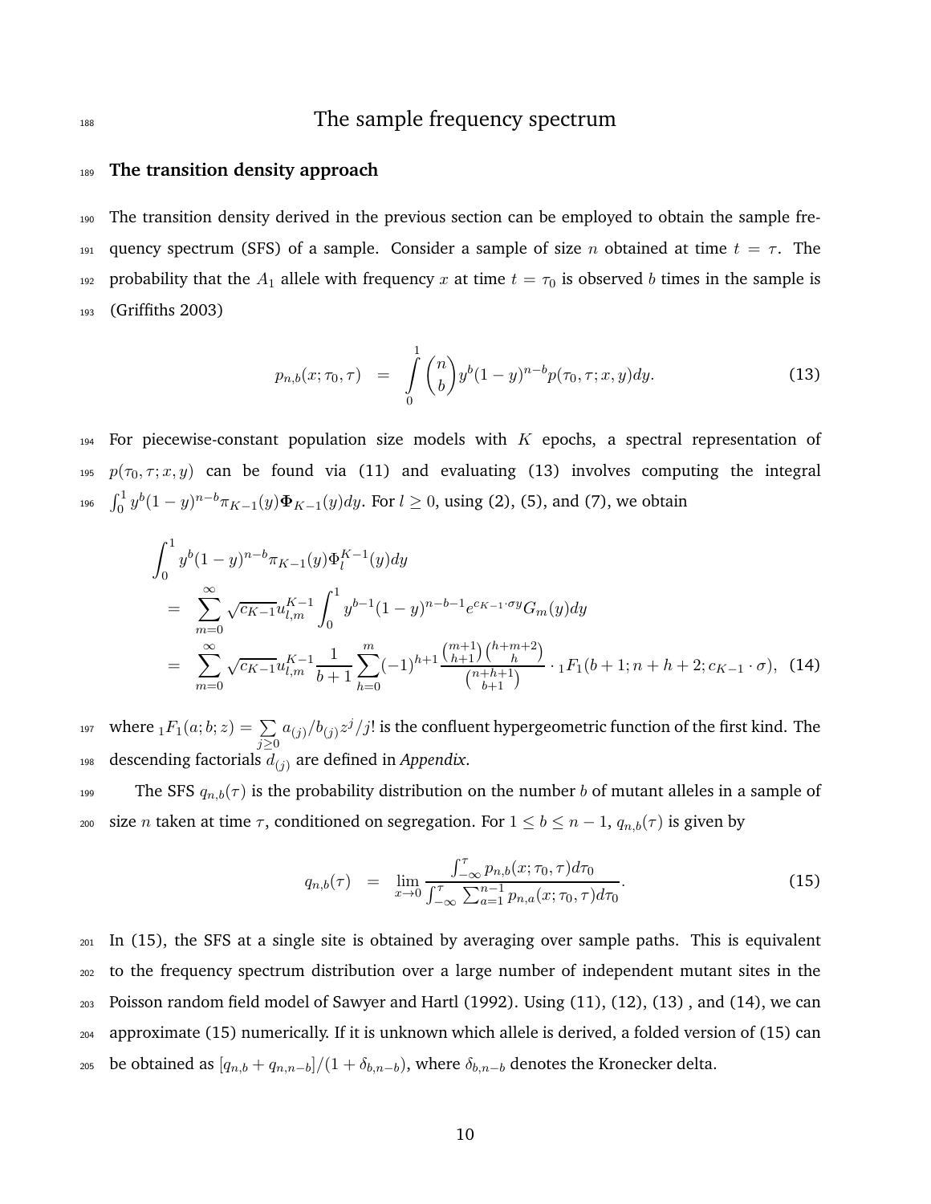# The sample frequency spectrum

## The transition density approach

The transition density derived in the previous section can be employed to obtain the sample frequency spectrum (SFS) of a sample. Consider a sample of size $n$ obtained at time $t = \tau$. The probability that the $A_1$ allele with frequency $x$ at time $t = \tau_0$ is observed $b$ times in the sample is (Griffiths 2003)

$$p_{n,b}(x; \tau_0, \tau) \quad = \quad \int_0^1 \binom{n}{b} y^b (1-y)^{n-b} p(\tau_0, \tau; x, y) dy. \tag{13}$$

For piecewise-constant population size models with $K$ epochs, a spectral representation of $p(\tau_0, \tau; x, y)$ can be found via (11) and evaluating (13) involves computing the integral $\int_0^1 y^b (1-y)^{n-b} \pi_{K-1}(y) \mathbf{\Phi}_{K-1}(y) dy$. For $l \geq 0$, using (2), (5), and (7), we obtain

$$\begin{aligned}
&\int_0^1 y^b (1-y)^{n-b} \pi_{K-1}(y) \Phi_l^{K-1}(y) dy \\
&\quad = \sum_{m=0}^{\infty} \sqrt{c_{K-1}} u_{l,m}^{K-1} \int_0^1 y^{b-1} (1-y)^{n-b-1} e^{c_{K-1} \cdot \sigma y} G_m(y) dy \\
&\quad = \sum_{m=0}^{\infty} \sqrt{c_{K-1}} u_{l,m}^{K-1} \frac{1}{b+1} \sum_{h=0}^{m} (-1)^{h+1} \frac{\binom{m+1}{h+1}\binom{h+m+2}{h}}{\binom{n+h+1}{b+1}} \cdot {}_1F_1(b+1; n+h+2; c_{K-1} \cdot \sigma), \quad (14)
\end{aligned}$$

where ${}_1F_1(a; b; z) = \sum_{j \geq 0} a_{(j)}/b_{(j)} z^j / j!$ is the confluent hypergeometric function of the first kind. The descending factorials $d_{(j)}$ are defined in *Appendix*.

The SFS $q_{n,b}(\tau)$ is the probability distribution on the number $b$ of mutant alleles in a sample of size $n$ taken at time $\tau$, conditioned on segregation. For $1 \leq b \leq n-1$, $q_{n,b}(\tau)$ is given by

$$q_{n,b}(\tau) \quad = \quad \lim_{x \to 0} \frac{\int_{-\infty}^{\tau} p_{n,b}(x; \tau_0, \tau) d\tau_0}{\int_{-\infty}^{\tau} \sum_{a=1}^{n-1} p_{n,a}(x; \tau_0, \tau) d\tau_0}. \tag{15}$$

In (15), the SFS at a single site is obtained by averaging over sample paths. This is equivalent to the frequency spectrum distribution over a large number of independent mutant sites in the Poisson random field model of Sawyer and Hartl (1992). Using (11), (12), (13) , and (14), we can approximate (15) numerically. If it is unknown which allele is derived, a folded version of (15) can be obtained as $[q_{n,b} + q_{n,n-b}]/(1 + \delta_{b,n-b})$, where $\delta_{b,n-b}$ denotes the Kronecker delta.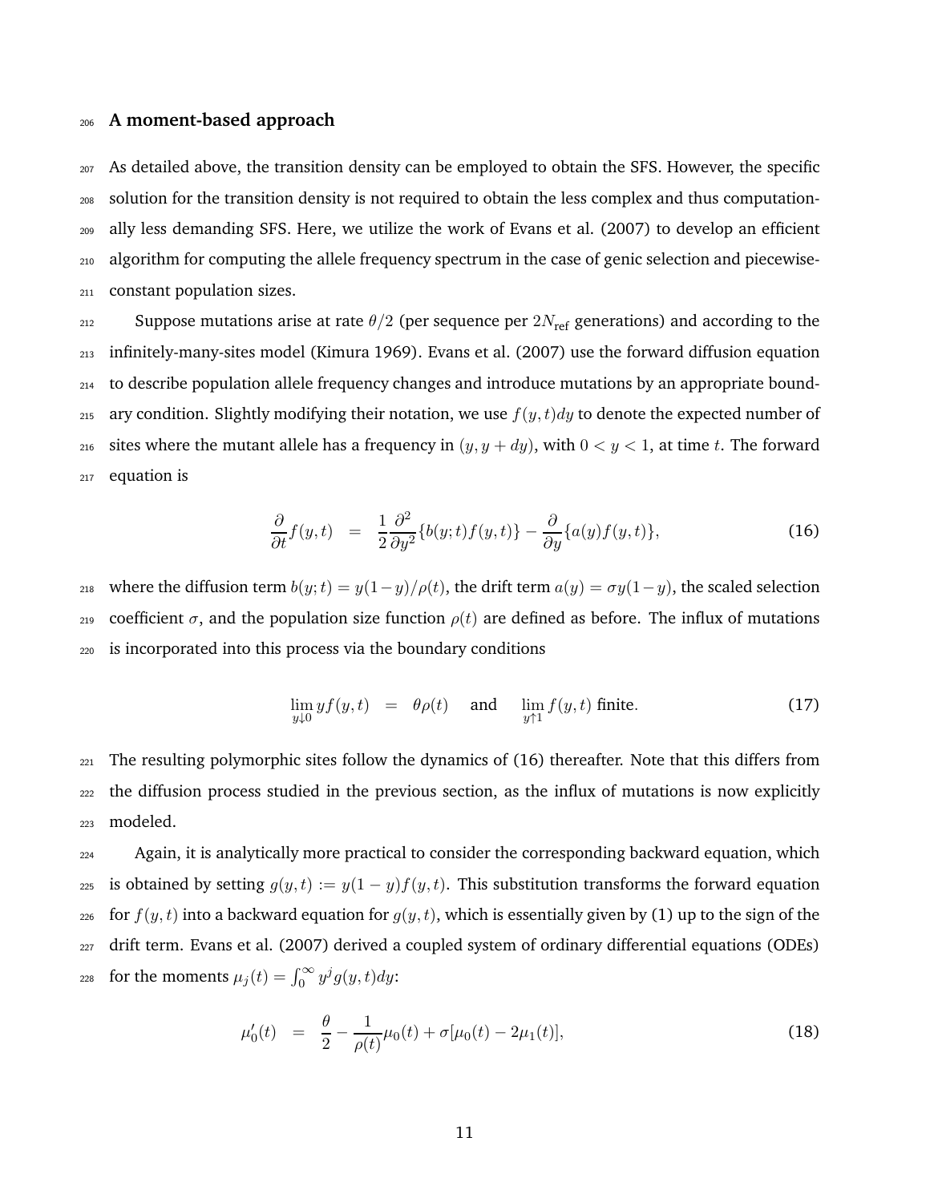## A moment-based approach

As detailed above, the transition density can be employed to obtain the SFS. However, the specific solution for the transition density is not required to obtain the less complex and thus computationally less demanding SFS. Here, we utilize the work of Evans et al. (2007) to develop an efficient algorithm for computing the allele frequency spectrum in the case of genic selection and piecewise-constant population sizes.

Suppose mutations arise at rate $\theta/2$ (per sequence per $2N_{\text{ref}}$ generations) and according to the infinitely-many-sites model (Kimura 1969). Evans et al. (2007) use the forward diffusion equation to describe population allele frequency changes and introduce mutations by an appropriate boundary condition. Slightly modifying their notation, we use $f(y,t)dy$ to denote the expected number of sites where the mutant allele has a frequency in $(y, y+dy)$, with $0 < y < 1$, at time $t$. The forward equation is

$$\frac{\partial}{\partial t} f(y,t) \quad = \quad \frac{1}{2}\frac{\partial^2}{\partial y^2}\{b(y;t)f(y,t)\} - \frac{\partial}{\partial y}\{a(y)f(y,t)\}, \tag{16}$$

where the diffusion term $b(y;t) = y(1-y)/\rho(t)$, the drift term $a(y) = \sigma y(1-y)$, the scaled selection coefficient $\sigma$, and the population size function $\rho(t)$ are defined as before. The influx of mutations is incorporated into this process via the boundary conditions

$$\lim_{y \downarrow 0} y f(y,t) \quad = \quad \theta\rho(t) \quad \text{and} \quad \lim_{y \uparrow 1} f(y,t) \text{ finite}. \tag{17}$$

The resulting polymorphic sites follow the dynamics of (16) thereafter. Note that this differs from the diffusion process studied in the previous section, as the influx of mutations is now explicitly modeled.

Again, it is analytically more practical to consider the corresponding backward equation, which is obtained by setting $g(y,t) := y(1-y)f(y,t)$. This substitution transforms the forward equation for $f(y,t)$ into a backward equation for $g(y,t)$, which is essentially given by (1) up to the sign of the drift term. Evans et al. (2007) derived a coupled system of ordinary differential equations (ODEs) for the moments $\mu_j(t) = \int_0^\infty y^j g(y,t)dy$:

$$\mu_0'(t) \quad = \quad \frac{\theta}{2} - \frac{1}{\rho(t)}\mu_0(t) + \sigma[\mu_0(t) - 2\mu_1(t)], \tag{18}$$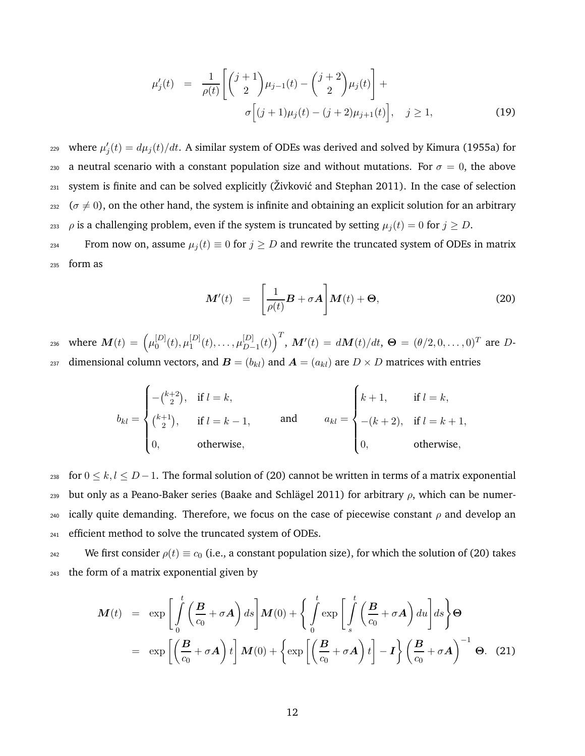$$
\begin{aligned}
\mu_j'(t) &= \frac{1}{\rho(t)}\left[\binom{j+1}{2}\mu_{j-1}(t) - \binom{j+2}{2}\mu_j(t)\right] + \\
&\qquad \sigma\Big[(j+1)\mu_j(t) - (j+2)\mu_{j+1}(t)\Big], \quad j \geq 1,
\end{aligned} \tag{19}
$$

where $\mu_j'(t) = d\mu_j(t)/dt$. A similar system of ODEs was derived and solved by Kimura (1955a) for a neutral scenario with a constant population size and without mutations. For $\sigma = 0$, the above system is finite and can be solved explicitly (Živković and Stephan 2011). In the case of selection ($\sigma \neq 0$), on the other hand, the system is infinite and obtaining an explicit solution for an arbitrary $\rho$ is a challenging problem, even if the system is truncated by setting $\mu_j(t) = 0$ for $j \geq D$.

From now on, assume $\mu_j(t) \equiv 0$ for $j \geq D$ and rewrite the truncated system of ODEs in matrix form as

$$
\boldsymbol{M}'(t) = \left[\frac{1}{\rho(t)}\boldsymbol{B} + \sigma\boldsymbol{A}\right]\boldsymbol{M}(t) + \boldsymbol{\Theta}, \tag{20}
$$

where $\boldsymbol{M}(t) = \left(\mu_0^{[D]}(t), \mu_1^{[D]}(t), \ldots, \mu_{D-1}^{[D]}(t)\right)^T$, $\boldsymbol{M}'(t) = d\boldsymbol{M}(t)/dt$, $\boldsymbol{\Theta} = (\theta/2, 0, \ldots, 0)^T$ are $D$-dimensional column vectors, and $\boldsymbol{B} = (b_{kl})$ and $\boldsymbol{A} = (a_{kl})$ are $D \times D$ matrices with entries

$$
b_{kl} = \begin{cases} -\binom{k+2}{2}, & \text{if } l = k, \\ \binom{k+1}{2}, & \text{if } l = k-1, \\ 0, & \text{otherwise,} \end{cases} \qquad \text{and} \qquad a_{kl} = \begin{cases} k+1, & \text{if } l = k, \\ -(k+2), & \text{if } l = k+1, \\ 0, & \text{otherwise,} \end{cases}
$$

for $0 \leq k, l \leq D-1$. The formal solution of (20) cannot be written in terms of a matrix exponential but only as a Peano-Baker series (Baake and Schlägel 2011) for arbitrary $\rho$, which can be numerically quite demanding. Therefore, we focus on the case of piecewise constant $\rho$ and develop an efficient method to solve the truncated system of ODEs.

We first consider $\rho(t) \equiv c_0$ (i.e., a constant population size), for which the solution of (20) takes the form of a matrix exponential given by

$$
\begin{aligned}
\boldsymbol{M}(t) &= \exp\left[\int_0^t \left(\frac{\boldsymbol{B}}{c_0} + \sigma\boldsymbol{A}\right) ds\right]\boldsymbol{M}(0) + \left\{\int_0^t \exp\left[\int_s^t \left(\frac{\boldsymbol{B}}{c_0} + \sigma\boldsymbol{A}\right) du\right] ds\right\}\boldsymbol{\Theta} \\
&= \exp\left[\left(\frac{\boldsymbol{B}}{c_0} + \sigma\boldsymbol{A}\right)t\right]\boldsymbol{M}(0) + \left\{\exp\left[\left(\frac{\boldsymbol{B}}{c_0} + \sigma\boldsymbol{A}\right)t\right] - \boldsymbol{I}\right\}\left(\frac{\boldsymbol{B}}{c_0} + \sigma\boldsymbol{A}\right)^{-1}\boldsymbol{\Theta}.
\end{aligned} \tag{21}
$$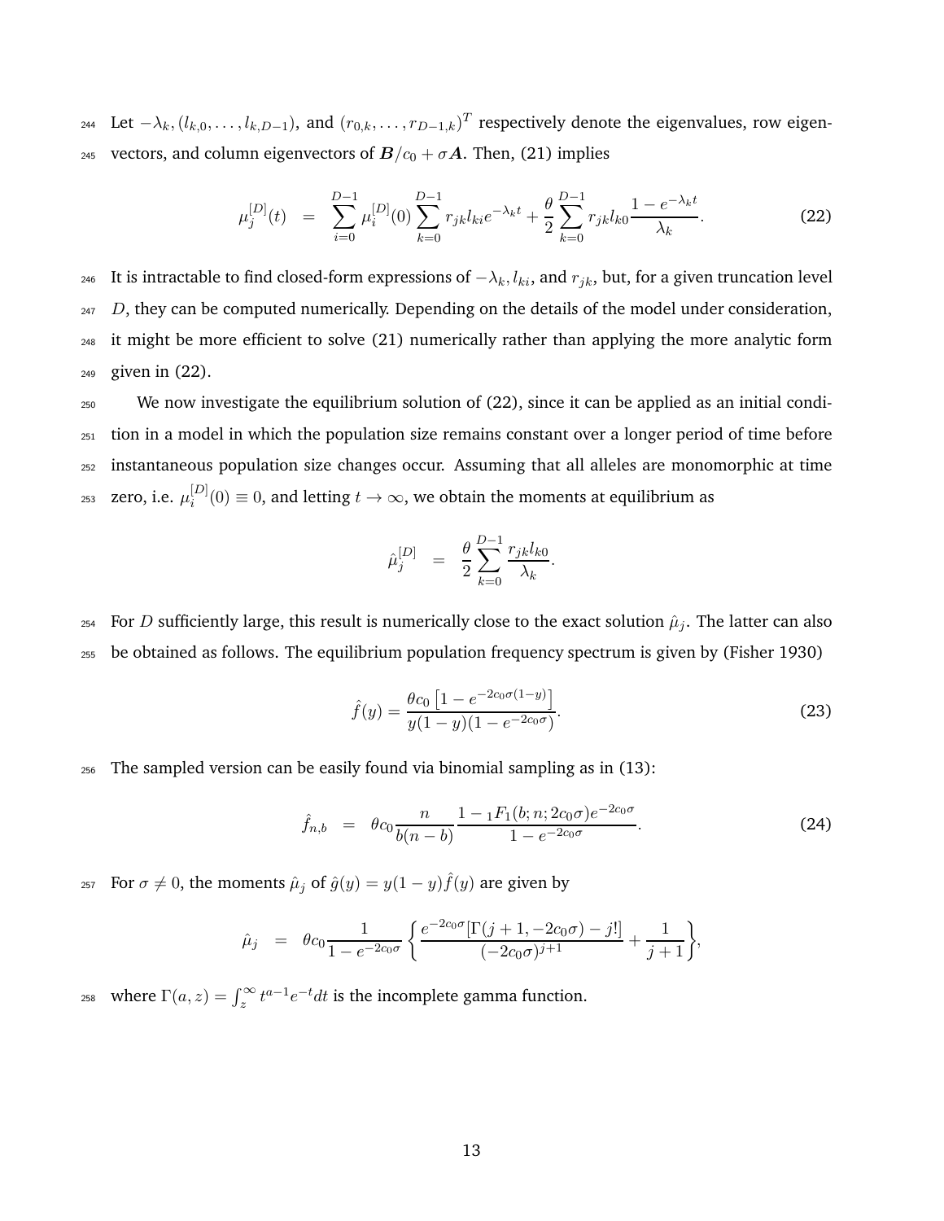Let $-\lambda_k, (l_{k,0}, \ldots, l_{k,D-1})$, and $(r_{0,k}, \ldots, r_{D-1,k})^T$ respectively denote the eigenvalues, row eigenvectors, and column eigenvectors of $\boldsymbol{B}/c_0 + \sigma \boldsymbol{A}$. Then, (21) implies

$$\mu_j^{[D]}(t) \;\; = \;\; \sum_{i=0}^{D-1} \mu_i^{[D]}(0) \sum_{k=0}^{D-1} r_{jk} l_{ki} e^{-\lambda_k t} + \frac{\theta}{2} \sum_{k=0}^{D-1} r_{jk} l_{k0} \frac{1 - e^{-\lambda_k t}}{\lambda_k}. \tag{22}$$

It is intractable to find closed-form expressions of $-\lambda_k, l_{ki}$, and $r_{jk}$, but, for a given truncation level $D$, they can be computed numerically. Depending on the details of the model under consideration, it might be more efficient to solve (21) numerically rather than applying the more analytic form given in (22).

We now investigate the equilibrium solution of (22), since it can be applied as an initial condition in a model in which the population size remains constant over a longer period of time before instantaneous population size changes occur. Assuming that all alleles are monomorphic at time zero, i.e. $\mu_i^{[D]}(0) \equiv 0$, and letting $t \to \infty$, we obtain the moments at equilibrium as

$$\hat{\mu}_j^{[D]} \;\; = \;\; \frac{\theta}{2} \sum_{k=0}^{D-1} \frac{r_{jk} l_{k0}}{\lambda_k}.$$

For $D$ sufficiently large, this result is numerically close to the exact solution $\hat{\mu}_j$. The latter can also be obtained as follows. The equilibrium population frequency spectrum is given by (Fisher 1930)

$$\hat{f}(y) = \frac{\theta c_0 \left[1 - e^{-2c_0\sigma(1-y)}\right]}{y(1-y)(1 - e^{-2c_0\sigma})}. \tag{23}$$

The sampled version can be easily found via binomial sampling as in (13):

$$\hat{f}_{n,b} \;\; = \;\; \theta c_0 \frac{n}{b(n-b)} \frac{1 - {}_1F_1(b; n; 2c_0\sigma) e^{-2c_0\sigma}}{1 - e^{-2c_0\sigma}}. \tag{24}$$

For $\sigma \neq 0$, the moments $\hat{\mu}_j$ of $\hat{g}(y) = y(1-y)\hat{f}(y)$ are given by

$$\hat{\mu}_j \;\; = \;\; \theta c_0 \frac{1}{1 - e^{-2c_0\sigma}} \left\{ \frac{e^{-2c_0\sigma}[\Gamma(j+1, -2c_0\sigma) - j!]}{(-2c_0\sigma)^{j+1}} + \frac{1}{j+1} \right\},$$

where $\Gamma(a, z) = \int_z^\infty t^{a-1} e^{-t} dt$ is the incomplete gamma function.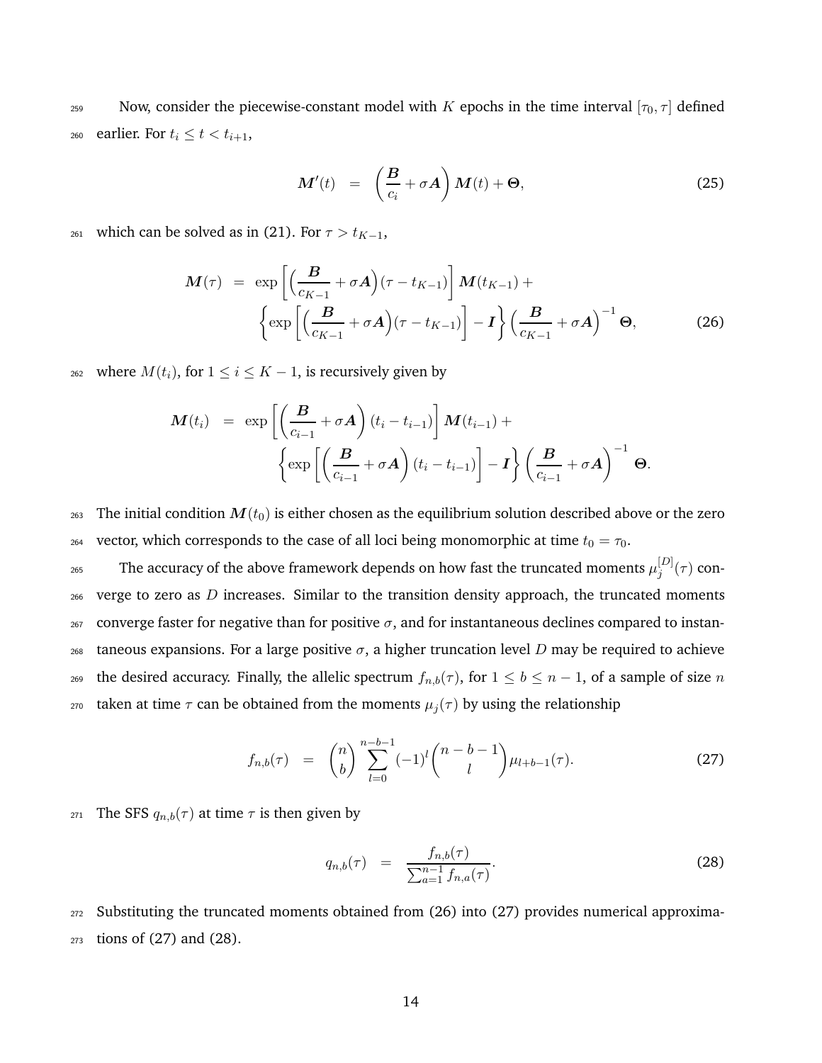Now, consider the piecewise-constant model with $K$ epochs in the time interval $[\tau_0, \tau]$ defined earlier. For $t_i \leq t < t_{i+1}$,

$$
\boldsymbol{M}'(t) \;=\; \left(\frac{\boldsymbol{B}}{c_i} + \sigma \boldsymbol{A}\right) \boldsymbol{M}(t) + \boldsymbol{\Theta}, \tag{25}
$$

which can be solved as in (21). For $\tau > t_{K-1}$,

$$
\begin{aligned}
\boldsymbol{M}(\tau) \;=\; & \exp\left[\Big(\frac{\boldsymbol{B}}{c_{K-1}} + \sigma \boldsymbol{A}\Big)(\tau - t_{K-1})\right] \boldsymbol{M}(t_{K-1}) + \\
& \left\{\exp\left[\Big(\frac{\boldsymbol{B}}{c_{K-1}} + \sigma \boldsymbol{A}\Big)(\tau - t_{K-1})\right] - \boldsymbol{I}\right\} \Big(\frac{\boldsymbol{B}}{c_{K-1}} + \sigma \boldsymbol{A}\Big)^{-1} \boldsymbol{\Theta},
\end{aligned} \tag{26}
$$

where $M(t_i)$, for $1 \leq i \leq K-1$, is recursively given by

$$
\begin{aligned}
\boldsymbol{M}(t_i) \;=\; & \exp\left[\left(\frac{\boldsymbol{B}}{c_{i-1}} + \sigma \boldsymbol{A}\right)(t_i - t_{i-1})\right] \boldsymbol{M}(t_{i-1}) + \\
& \left\{\exp\left[\left(\frac{\boldsymbol{B}}{c_{i-1}} + \sigma \boldsymbol{A}\right)(t_i - t_{i-1})\right] - \boldsymbol{I}\right\} \left(\frac{\boldsymbol{B}}{c_{i-1}} + \sigma \boldsymbol{A}\right)^{-1} \boldsymbol{\Theta}.
\end{aligned}
$$

The initial condition $\boldsymbol{M}(t_0)$ is either chosen as the equilibrium solution described above or the zero vector, which corresponds to the case of all loci being monomorphic at time $t_0 = \tau_0$.

The accuracy of the above framework depends on how fast the truncated moments $\mu_j^{[D]}(\tau)$ converge to zero as $D$ increases. Similar to the transition density approach, the truncated moments converge faster for negative than for positive $\sigma$, and for instantaneous declines compared to instantaneous expansions. For a large positive $\sigma$, a higher truncation level $D$ may be required to achieve the desired accuracy. Finally, the allelic spectrum $f_{n,b}(\tau)$, for $1 \leq b \leq n-1$, of a sample of size $n$ taken at time $\tau$ can be obtained from the moments $\mu_j(\tau)$ by using the relationship

$$
f_{n,b}(\tau) \;=\; \binom{n}{b} \sum_{l=0}^{n-b-1} (-1)^l \binom{n-b-1}{l} \mu_{l+b-1}(\tau). \tag{27}
$$

The SFS $q_{n,b}(\tau)$ at time $\tau$ is then given by

$$
q_{n,b}(\tau) \;=\; \frac{f_{n,b}(\tau)}{\sum_{a=1}^{n-1} f_{n,a}(\tau)}. \tag{28}
$$

Substituting the truncated moments obtained from (26) into (27) provides numerical approximations of (27) and (28).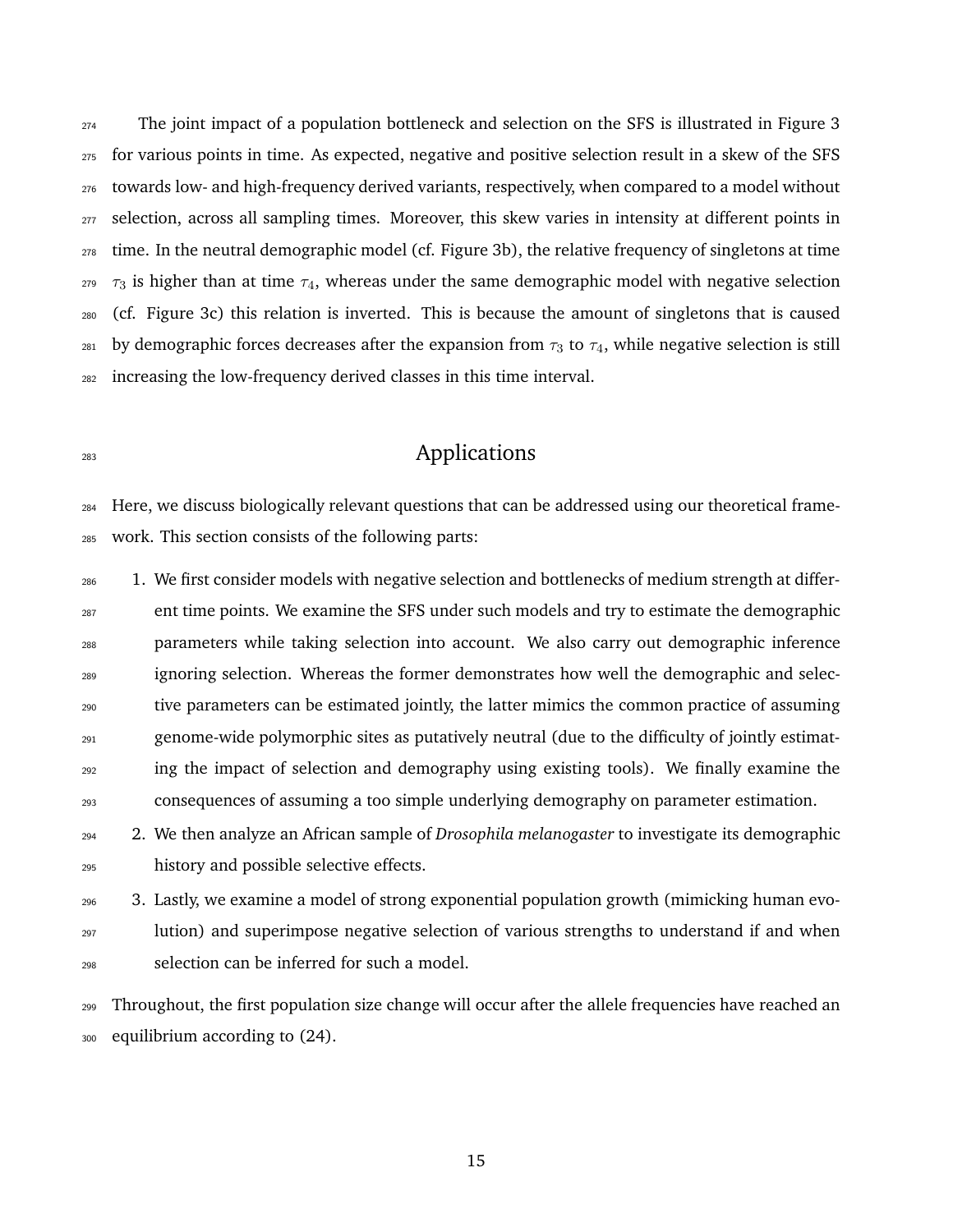The joint impact of a population bottleneck and selection on the SFS is illustrated in Figure 3 for various points in time. As expected, negative and positive selection result in a skew of the SFS towards low- and high-frequency derived variants, respectively, when compared to a model without selection, across all sampling times. Moreover, this skew varies in intensity at different points in time. In the neutral demographic model (cf. Figure 3b), the relative frequency of singletons at time $\tau_3$ is higher than at time $\tau_4$, whereas under the same demographic model with negative selection (cf. Figure 3c) this relation is inverted. This is because the amount of singletons that is caused by demographic forces decreases after the expansion from $\tau_3$ to $\tau_4$, while negative selection is still increasing the low-frequency derived classes in this time interval.

# Applications

Here, we discuss biologically relevant questions that can be addressed using our theoretical framework. This section consists of the following parts:

1. We first consider models with negative selection and bottlenecks of medium strength at different time points. We examine the SFS under such models and try to estimate the demographic parameters while taking selection into account. We also carry out demographic inference ignoring selection. Whereas the former demonstrates how well the demographic and selective parameters can be estimated jointly, the latter mimics the common practice of assuming genome-wide polymorphic sites as putatively neutral (due to the difficulty of jointly estimating the impact of selection and demography using existing tools). We finally examine the consequences of assuming a too simple underlying demography on parameter estimation.
2. We then analyze an African sample of *Drosophila melanogaster* to investigate its demographic history and possible selective effects.
3. Lastly, we examine a model of strong exponential population growth (mimicking human evolution) and superimpose negative selection of various strengths to understand if and when selection can be inferred for such a model.

Throughout, the first population size change will occur after the allele frequencies have reached an equilibrium according to (24).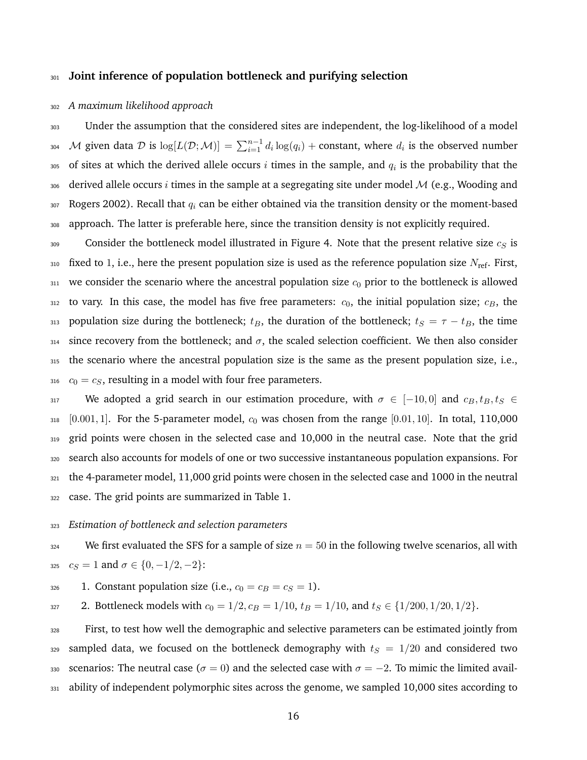## Joint inference of population bottleneck and purifying selection

### *A maximum likelihood approach*

Under the assumption that the considered sites are independent, the log-likelihood of a model $\mathcal{M}$ given data $\mathcal{D}$ is $\log[L(\mathcal{D}; \mathcal{M})] = \sum_{i=1}^{n-1} d_i \log(q_i) + \text{constant}$, where $d_i$ is the observed number of sites at which the derived allele occurs $i$ times in the sample, and $q_i$ is the probability that the derived allele occurs $i$ times in the sample at a segregating site under model $\mathcal{M}$ (e.g., Wooding and Rogers 2002). Recall that $q_i$ can be either obtained via the transition density or the moment-based approach. The latter is preferable here, since the transition density is not explicitly required.

Consider the bottleneck model illustrated in Figure 4. Note that the present relative size $c_S$ is fixed to 1, i.e., here the present population size is used as the reference population size $N_{\text{ref}}$. First, we consider the scenario where the ancestral population size $c_0$ prior to the bottleneck is allowed to vary. In this case, the model has five free parameters: $c_0$, the initial population size; $c_B$, the population size during the bottleneck; $t_B$, the duration of the bottleneck; $t_S = \tau - t_B$, the time since recovery from the bottleneck; and $\sigma$, the scaled selection coefficient. We then also consider the scenario where the ancestral population size is the same as the present population size, i.e., $c_0 = c_S$, resulting in a model with four free parameters.

We adopted a grid search in our estimation procedure, with $\sigma \in [-10, 0]$ and $c_B, t_B, t_S \in [0.001, 1]$. For the 5-parameter model, $c_0$ was chosen from the range $[0.01, 10]$. In total, 110,000 grid points were chosen in the selected case and 10,000 in the neutral case. Note that the grid search also accounts for models of one or two successive instantaneous population expansions. For the 4-parameter model, 11,000 grid points were chosen in the selected case and 1000 in the neutral case. The grid points are summarized in Table 1.

### *Estimation of bottleneck and selection parameters*

We first evaluated the SFS for a sample of size $n = 50$ in the following twelve scenarios, all with $c_S = 1$ and $\sigma \in \{0, -1/2, -2\}$:

1. Constant population size (i.e., $c_0 = c_B = c_S = 1$).
2. Bottleneck models with $c_0 = 1/2, c_B = 1/10, t_B = 1/10$, and $t_S \in \{1/200, 1/20, 1/2\}$.

First, to test how well the demographic and selective parameters can be estimated jointly from sampled data, we focused on the bottleneck demography with $t_S = 1/20$ and considered two scenarios: The neutral case ($\sigma = 0$) and the selected case with $\sigma = -2$. To mimic the limited availability of independent polymorphic sites across the genome, we sampled 10,000 sites according to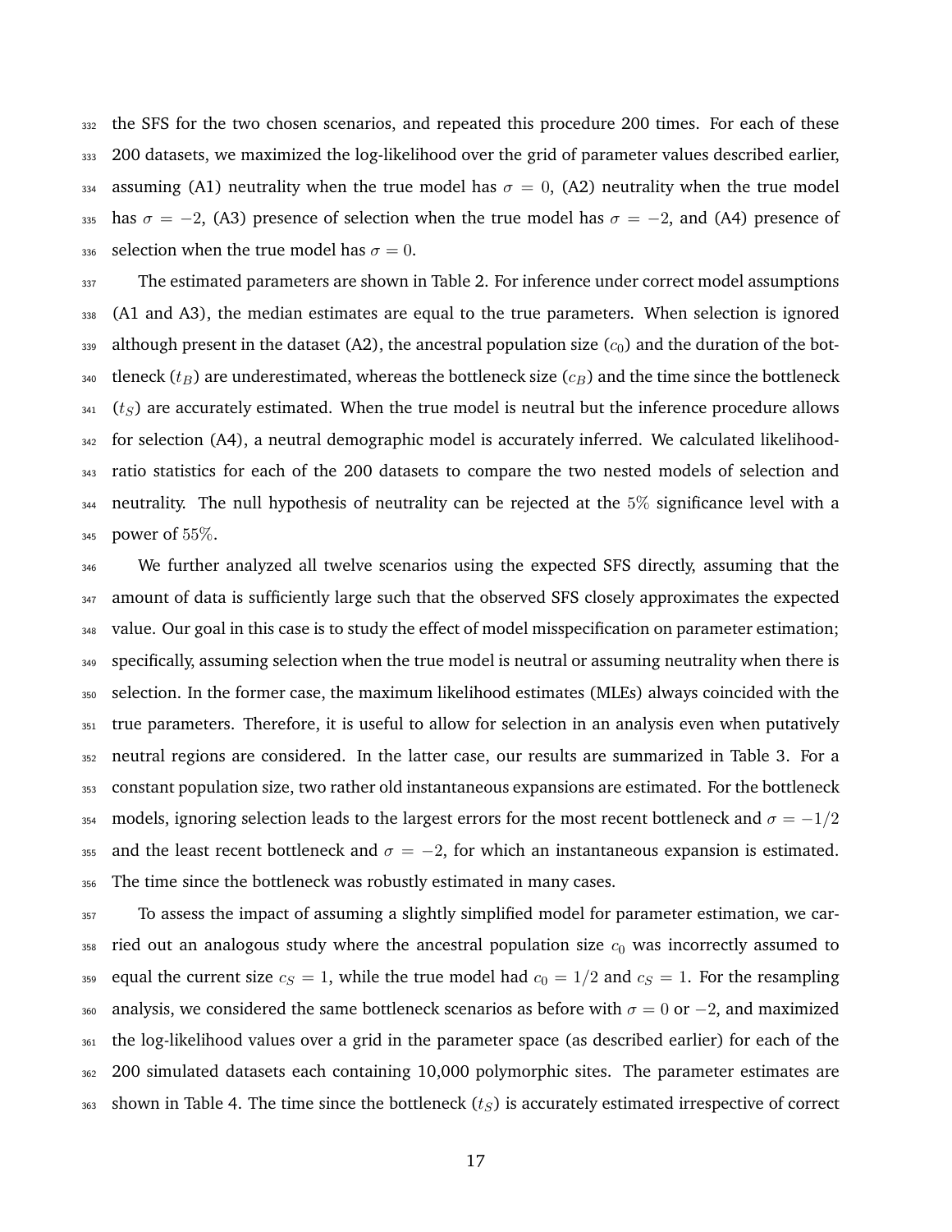the SFS for the two chosen scenarios, and repeated this procedure 200 times. For each of these 200 datasets, we maximized the log-likelihood over the grid of parameter values described earlier, assuming (A1) neutrality when the true model has $\sigma = 0$, (A2) neutrality when the true model has $\sigma = -2$, (A3) presence of selection when the true model has $\sigma = -2$, and (A4) presence of selection when the true model has $\sigma = 0$.

The estimated parameters are shown in Table 2. For inference under correct model assumptions (A1 and A3), the median estimates are equal to the true parameters. When selection is ignored although present in the dataset (A2), the ancestral population size ($c_0$) and the duration of the bottleneck ($t_B$) are underestimated, whereas the bottleneck size ($c_B$) and the time since the bottleneck ($t_S$) are accurately estimated. When the true model is neutral but the inference procedure allows for selection (A4), a neutral demographic model is accurately inferred. We calculated likelihood-ratio statistics for each of the 200 datasets to compare the two nested models of selection and neutrality. The null hypothesis of neutrality can be rejected at the $5\%$ significance level with a power of $55\%$.

We further analyzed all twelve scenarios using the expected SFS directly, assuming that the amount of data is sufficiently large such that the observed SFS closely approximates the expected value. Our goal in this case is to study the effect of model misspecification on parameter estimation; specifically, assuming selection when the true model is neutral or assuming neutrality when there is selection. In the former case, the maximum likelihood estimates (MLEs) always coincided with the true parameters. Therefore, it is useful to allow for selection in an analysis even when putatively neutral regions are considered. In the latter case, our results are summarized in Table 3. For a constant population size, two rather old instantaneous expansions are estimated. For the bottleneck models, ignoring selection leads to the largest errors for the most recent bottleneck and $\sigma = -1/2$ and the least recent bottleneck and $\sigma = -2$, for which an instantaneous expansion is estimated. The time since the bottleneck was robustly estimated in many cases.

To assess the impact of assuming a slightly simplified model for parameter estimation, we carried out an analogous study where the ancestral population size $c_0$ was incorrectly assumed to equal the current size $c_S = 1$, while the true model had $c_0 = 1/2$ and $c_S = 1$. For the resampling analysis, we considered the same bottleneck scenarios as before with $\sigma = 0$ or $-2$, and maximized the log-likelihood values over a grid in the parameter space (as described earlier) for each of the 200 simulated datasets each containing 10,000 polymorphic sites. The parameter estimates are shown in Table 4. The time since the bottleneck ($t_S$) is accurately estimated irrespective of correct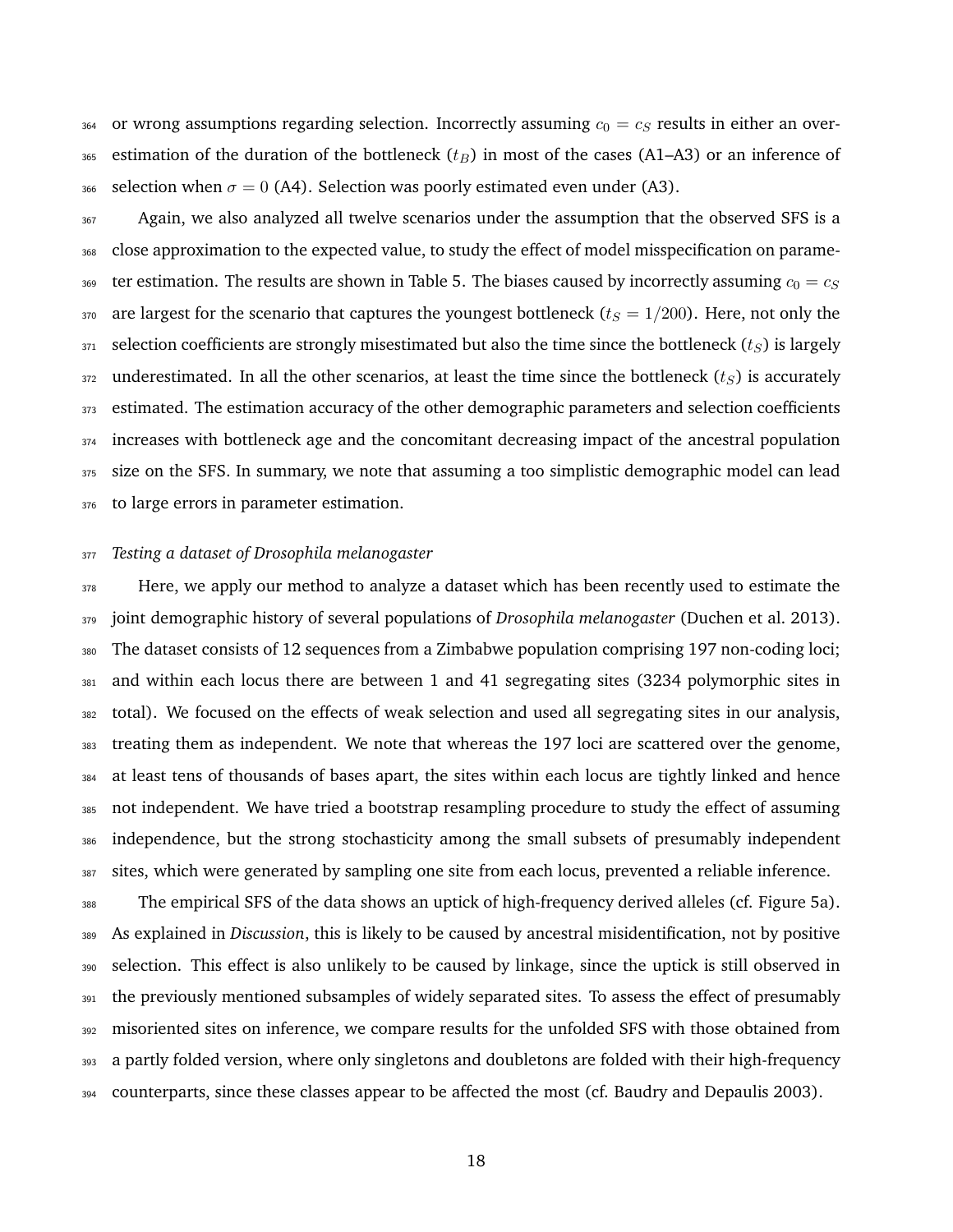or wrong assumptions regarding selection. Incorrectly assuming $c_0 = c_S$ results in either an overestimation of the duration of the bottleneck ($t_B$) in most of the cases (A1–A3) or an inference of selection when $\sigma = 0$ (A4). Selection was poorly estimated even under (A3).

Again, we also analyzed all twelve scenarios under the assumption that the observed SFS is a close approximation to the expected value, to study the effect of model misspecification on parameter estimation. The results are shown in Table 5. The biases caused by incorrectly assuming $c_0 = c_S$ are largest for the scenario that captures the youngest bottleneck ($t_S = 1/200$). Here, not only the selection coefficients are strongly misestimated but also the time since the bottleneck ($t_S$) is largely underestimated. In all the other scenarios, at least the time since the bottleneck ($t_S$) is accurately estimated. The estimation accuracy of the other demographic parameters and selection coefficients increases with bottleneck age and the concomitant decreasing impact of the ancestral population size on the SFS. In summary, we note that assuming a too simplistic demographic model can lead to large errors in parameter estimation.

*Testing a dataset of Drosophila melanogaster*

Here, we apply our method to analyze a dataset which has been recently used to estimate the joint demographic history of several populations of *Drosophila melanogaster* (Duchen et al. 2013). The dataset consists of 12 sequences from a Zimbabwe population comprising 197 non-coding loci; and within each locus there are between 1 and 41 segregating sites (3234 polymorphic sites in total). We focused on the effects of weak selection and used all segregating sites in our analysis, treating them as independent. We note that whereas the 197 loci are scattered over the genome, at least tens of thousands of bases apart, the sites within each locus are tightly linked and hence not independent. We have tried a bootstrap resampling procedure to study the effect of assuming independence, but the strong stochasticity among the small subsets of presumably independent sites, which were generated by sampling one site from each locus, prevented a reliable inference.

The empirical SFS of the data shows an uptick of high-frequency derived alleles (cf. Figure 5a). As explained in *Discussion*, this is likely to be caused by ancestral misidentification, not by positive selection. This effect is also unlikely to be caused by linkage, since the uptick is still observed in the previously mentioned subsamples of widely separated sites. To assess the effect of presumably misoriented sites on inference, we compare results for the unfolded SFS with those obtained from a partly folded version, where only singletons and doubletons are folded with their high-frequency counterparts, since these classes appear to be affected the most (cf. Baudry and Depaulis 2003).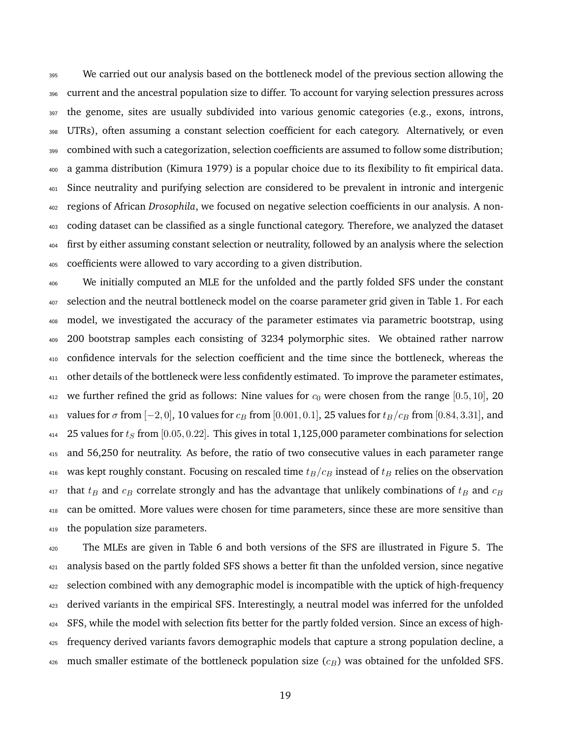We carried out our analysis based on the bottleneck model of the previous section allowing the current and the ancestral population size to differ. To account for varying selection pressures across the genome, sites are usually subdivided into various genomic categories (e.g., exons, introns, UTRs), often assuming a constant selection coefficient for each category. Alternatively, or even combined with such a categorization, selection coefficients are assumed to follow some distribution; a gamma distribution (Kimura 1979) is a popular choice due to its flexibility to fit empirical data. Since neutrality and purifying selection are considered to be prevalent in intronic and intergenic regions of African *Drosophila*, we focused on negative selection coefficients in our analysis. A non-coding dataset can be classified as a single functional category. Therefore, we analyzed the dataset first by either assuming constant selection or neutrality, followed by an analysis where the selection coefficients were allowed to vary according to a given distribution.

We initially computed an MLE for the unfolded and the partly folded SFS under the constant selection and the neutral bottleneck model on the coarse parameter grid given in Table 1. For each model, we investigated the accuracy of the parameter estimates via parametric bootstrap, using 200 bootstrap samples each consisting of 3234 polymorphic sites. We obtained rather narrow confidence intervals for the selection coefficient and the time since the bottleneck, whereas the other details of the bottleneck were less confidently estimated. To improve the parameter estimates, we further refined the grid as follows: Nine values for $c_0$ were chosen from the range $[0.5, 10]$, 20 values for $\sigma$ from $[-2, 0]$, 10 values for $c_B$ from $[0.001, 0.1]$, 25 values for $t_B/c_B$ from $[0.84, 3.31]$, and 25 values for $t_S$ from $[0.05, 0.22]$. This gives in total 1,125,000 parameter combinations for selection and 56,250 for neutrality. As before, the ratio of two consecutive values in each parameter range was kept roughly constant. Focusing on rescaled time $t_B/c_B$ instead of $t_B$ relies on the observation that $t_B$ and $c_B$ correlate strongly and has the advantage that unlikely combinations of $t_B$ and $c_B$ can be omitted. More values were chosen for time parameters, since these are more sensitive than the population size parameters.

The MLEs are given in Table 6 and both versions of the SFS are illustrated in Figure 5. The analysis based on the partly folded SFS shows a better fit than the unfolded version, since negative selection combined with any demographic model is incompatible with the uptick of high-frequency derived variants in the empirical SFS. Interestingly, a neutral model was inferred for the unfolded SFS, while the model with selection fits better for the partly folded version. Since an excess of high-frequency derived variants favors demographic models that capture a strong population decline, a much smaller estimate of the bottleneck population size ($c_B$) was obtained for the unfolded SFS.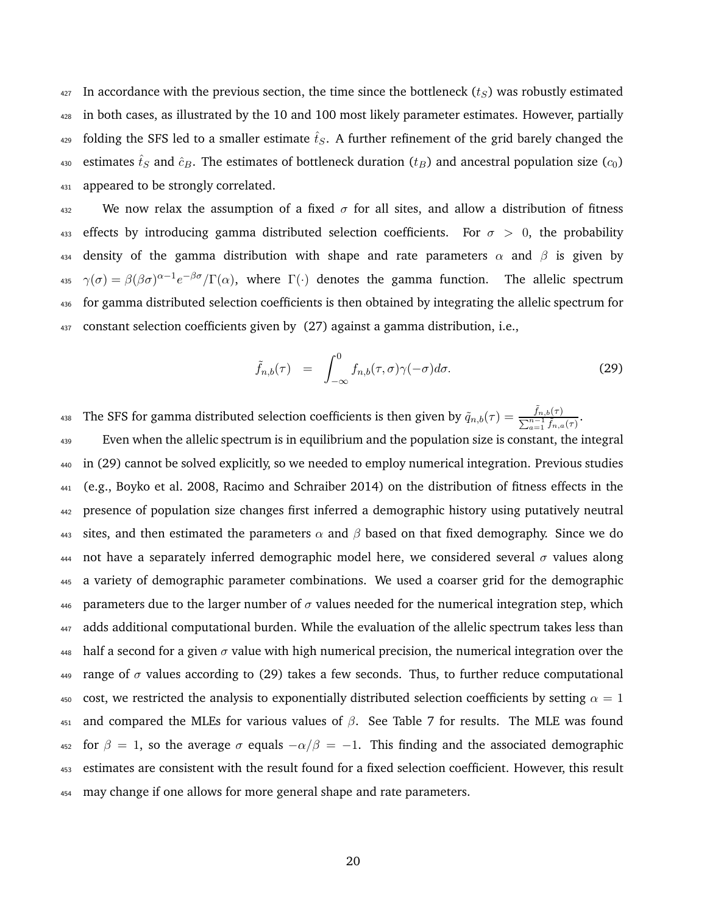In accordance with the previous section, the time since the bottleneck ($t_S$) was robustly estimated in both cases, as illustrated by the 10 and 100 most likely parameter estimates. However, partially folding the SFS led to a smaller estimate $\hat{t}_S$. A further refinement of the grid barely changed the estimates $\hat{t}_S$ and $\hat{c}_B$. The estimates of bottleneck duration ($t_B$) and ancestral population size ($c_0$) appeared to be strongly correlated.

We now relax the assumption of a fixed $\sigma$ for all sites, and allow a distribution of fitness effects by introducing gamma distributed selection coefficients. For $\sigma > 0$, the probability density of the gamma distribution with shape and rate parameters $\alpha$ and $\beta$ is given by $\gamma(\sigma) = \beta(\beta\sigma)^{\alpha-1}e^{-\beta\sigma}/\Gamma(\alpha)$, where $\Gamma(\cdot)$ denotes the gamma function. The allelic spectrum for gamma distributed selection coefficients is then obtained by integrating the allelic spectrum for constant selection coefficients given by (27) against a gamma distribution, i.e.,

$$\tilde{f}_{n,b}(\tau) = \int_{-\infty}^{0} f_{n,b}(\tau, \sigma)\gamma(-\sigma)d\sigma. \tag{29}$$

The SFS for gamma distributed selection coefficients is then given by $\tilde{q}_{n,b}(\tau) = \frac{\tilde{f}_{n,b}(\tau)}{\sum_{a=1}^{n-1}\tilde{f}_{n,a}(\tau)}$.

Even when the allelic spectrum is in equilibrium and the population size is constant, the integral in (29) cannot be solved explicitly, so we needed to employ numerical integration. Previous studies (e.g., Boyko et al. 2008, Racimo and Schraiber 2014) on the distribution of fitness effects in the presence of population size changes first inferred a demographic history using putatively neutral sites, and then estimated the parameters $\alpha$ and $\beta$ based on that fixed demography. Since we do not have a separately inferred demographic model here, we considered several $\sigma$ values along a variety of demographic parameter combinations. We used a coarser grid for the demographic parameters due to the larger number of $\sigma$ values needed for the numerical integration step, which adds additional computational burden. While the evaluation of the allelic spectrum takes less than half a second for a given $\sigma$ value with high numerical precision, the numerical integration over the range of $\sigma$ values according to (29) takes a few seconds. Thus, to further reduce computational cost, we restricted the analysis to exponentially distributed selection coefficients by setting $\alpha = 1$ and compared the MLEs for various values of $\beta$. See Table 7 for results. The MLE was found for $\beta = 1$, so the average $\sigma$ equals $-\alpha/\beta = -1$. This finding and the associated demographic estimates are consistent with the result found for a fixed selection coefficient. However, this result may change if one allows for more general shape and rate parameters.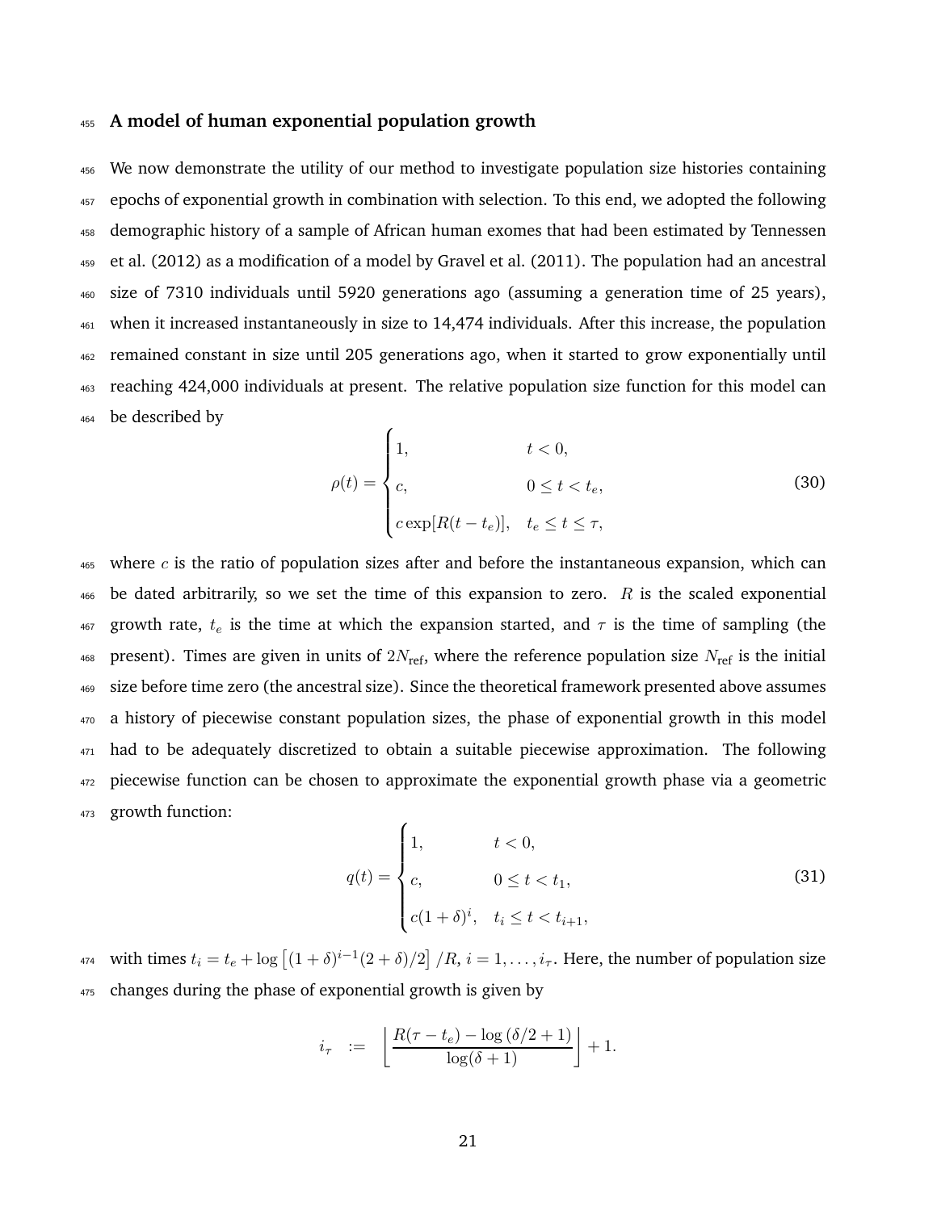## A model of human exponential population growth

We now demonstrate the utility of our method to investigate population size histories containing epochs of exponential growth in combination with selection. To this end, we adopted the following demographic history of a sample of African human exomes that had been estimated by Tennessen et al. (2012) as a modification of a model by Gravel et al. (2011). The population had an ancestral size of 7310 individuals until 5920 generations ago (assuming a generation time of 25 years), when it increased instantaneously in size to 14,474 individuals. After this increase, the population remained constant in size until 205 generations ago, when it started to grow exponentially until reaching 424,000 individuals at present. The relative population size function for this model can be described by

$$\rho(t) = \begin{cases} 1, & t < 0, \\ c, & 0 \leq t < t_e, \\ c\exp[R(t - t_e)], & t_e \leq t \leq \tau, \end{cases} \tag{30}$$

where $c$ is the ratio of population sizes after and before the instantaneous expansion, which can be dated arbitrarily, so we set the time of this expansion to zero. $R$ is the scaled exponential growth rate, $t_e$ is the time at which the expansion started, and $\tau$ is the time of sampling (the present). Times are given in units of $2N_{\text{ref}}$, where the reference population size $N_{\text{ref}}$ is the initial size before time zero (the ancestral size). Since the theoretical framework presented above assumes a history of piecewise constant population sizes, the phase of exponential growth in this model had to be adequately discretized to obtain a suitable piecewise approximation. The following piecewise function can be chosen to approximate the exponential growth phase via a geometric growth function:

$$q(t) = \begin{cases} 1, & t < 0, \\ c, & 0 \leq t < t_1, \\ c(1+\delta)^i, & t_i \leq t < t_{i+1}, \end{cases} \tag{31}$$

with times $t_i = t_e + \log\left[(1+\delta)^{i-1}(2+\delta)/2\right]/R$, $i = 1, \ldots, i_\tau$. Here, the number of population size changes during the phase of exponential growth is given by

$$i_\tau \quad := \quad \left\lfloor \frac{R(\tau - t_e) - \log(\delta/2 + 1)}{\log(\delta + 1)} \right\rfloor + 1.$$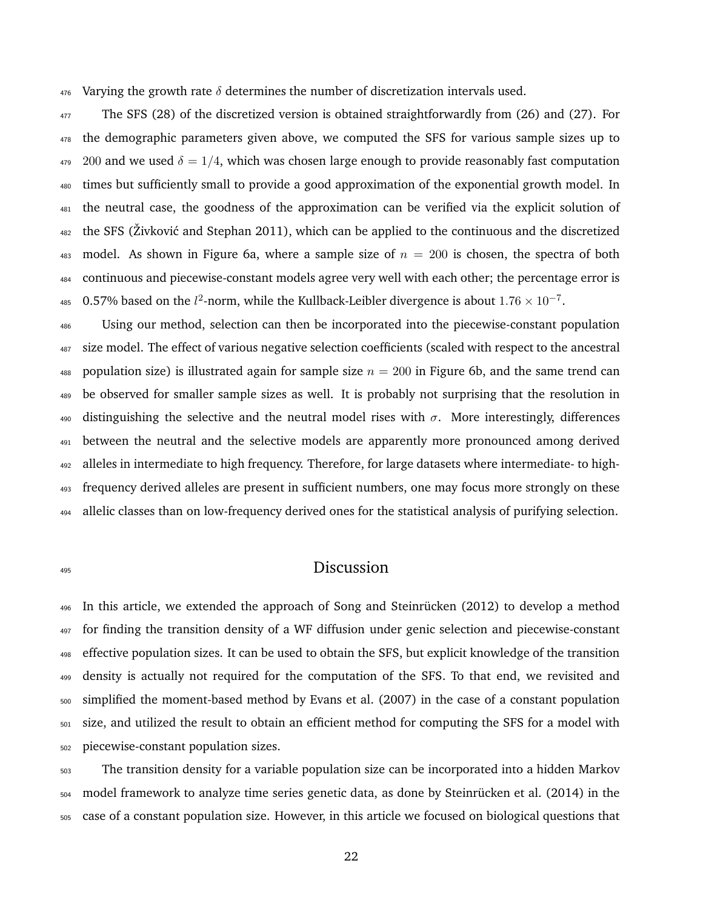Varying the growth rate $\delta$ determines the number of discretization intervals used.

The SFS (28) of the discretized version is obtained straightforwardly from (26) and (27). For the demographic parameters given above, we computed the SFS for various sample sizes up to 200 and we used $\delta = 1/4$, which was chosen large enough to provide reasonably fast computation times but sufficiently small to provide a good approximation of the exponential growth model. In the neutral case, the goodness of the approximation can be verified via the explicit solution of the SFS (Živković and Stephan 2011), which can be applied to the continuous and the discretized model. As shown in Figure 6a, where a sample size of $n = 200$ is chosen, the spectra of both continuous and piecewise-constant models agree very well with each other; the percentage error is 0.57% based on the $l^2$-norm, while the Kullback-Leibler divergence is about $1.76 \times 10^{-7}$.

Using our method, selection can then be incorporated into the piecewise-constant population size model. The effect of various negative selection coefficients (scaled with respect to the ancestral population size) is illustrated again for sample size $n = 200$ in Figure 6b, and the same trend can be observed for smaller sample sizes as well. It is probably not surprising that the resolution in distinguishing the selective and the neutral model rises with $\sigma$. More interestingly, differences between the neutral and the selective models are apparently more pronounced among derived alleles in intermediate to high frequency. Therefore, for large datasets where intermediate- to high-frequency derived alleles are present in sufficient numbers, one may focus more strongly on these allelic classes than on low-frequency derived ones for the statistical analysis of purifying selection.

## Discussion

In this article, we extended the approach of Song and Steinrücken (2012) to develop a method for finding the transition density of a WF diffusion under genic selection and piecewise-constant effective population sizes. It can be used to obtain the SFS, but explicit knowledge of the transition density is actually not required for the computation of the SFS. To that end, we revisited and simplified the moment-based method by Evans et al. (2007) in the case of a constant population size, and utilized the result to obtain an efficient method for computing the SFS for a model with piecewise-constant population sizes.

The transition density for a variable population size can be incorporated into a hidden Markov model framework to analyze time series genetic data, as done by Steinrücken et al. (2014) in the case of a constant population size. However, in this article we focused on biological questions that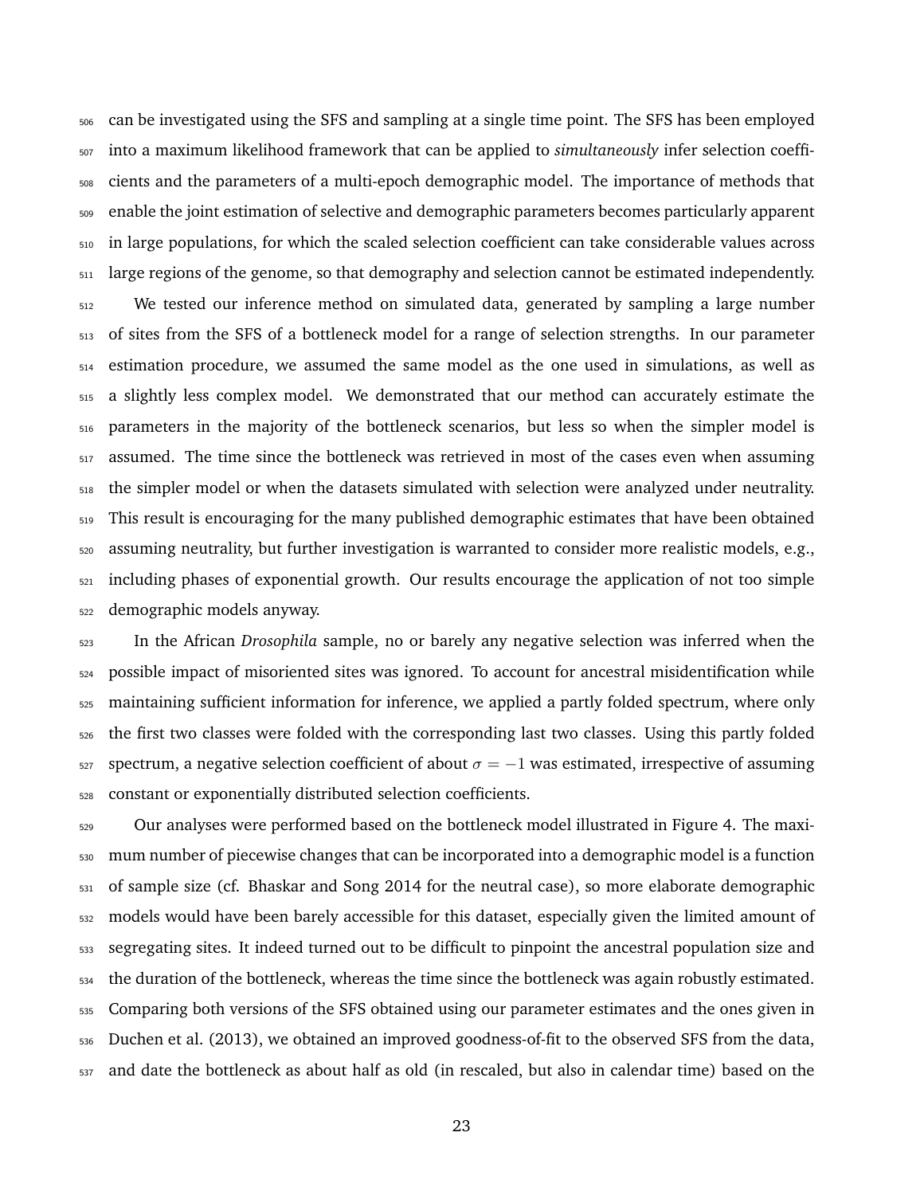can be investigated using the SFS and sampling at a single time point. The SFS has been employed into a maximum likelihood framework that can be applied to *simultaneously* infer selection coefficients and the parameters of a multi-epoch demographic model. The importance of methods that enable the joint estimation of selective and demographic parameters becomes particularly apparent in large populations, for which the scaled selection coefficient can take considerable values across large regions of the genome, so that demography and selection cannot be estimated independently.

We tested our inference method on simulated data, generated by sampling a large number of sites from the SFS of a bottleneck model for a range of selection strengths. In our parameter estimation procedure, we assumed the same model as the one used in simulations, as well as a slightly less complex model. We demonstrated that our method can accurately estimate the parameters in the majority of the bottleneck scenarios, but less so when the simpler model is assumed. The time since the bottleneck was retrieved in most of the cases even when assuming the simpler model or when the datasets simulated with selection were analyzed under neutrality. This result is encouraging for the many published demographic estimates that have been obtained assuming neutrality, but further investigation is warranted to consider more realistic models, e.g., including phases of exponential growth. Our results encourage the application of not too simple demographic models anyway.

In the African *Drosophila* sample, no or barely any negative selection was inferred when the possible impact of misoriented sites was ignored. To account for ancestral misidentification while maintaining sufficient information for inference, we applied a partly folded spectrum, where only the first two classes were folded with the corresponding last two classes. Using this partly folded spectrum, a negative selection coefficient of about $\sigma = -1$ was estimated, irrespective of assuming constant or exponentially distributed selection coefficients.

Our analyses were performed based on the bottleneck model illustrated in Figure 4. The maximum number of piecewise changes that can be incorporated into a demographic model is a function of sample size (cf. Bhaskar and Song 2014 for the neutral case), so more elaborate demographic models would have been barely accessible for this dataset, especially given the limited amount of segregating sites. It indeed turned out to be difficult to pinpoint the ancestral population size and the duration of the bottleneck, whereas the time since the bottleneck was again robustly estimated. Comparing both versions of the SFS obtained using our parameter estimates and the ones given in Duchen et al. (2013), we obtained an improved goodness-of-fit to the observed SFS from the data, and date the bottleneck as about half as old (in rescaled, but also in calendar time) based on the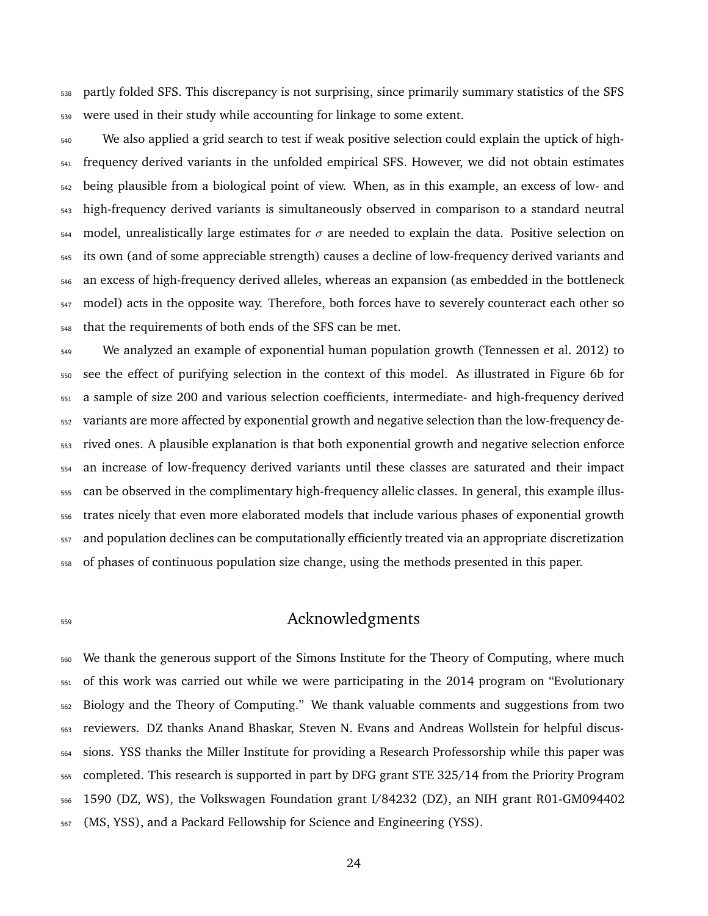partly folded SFS. This discrepancy is not surprising, since primarily summary statistics of the SFS were used in their study while accounting for linkage to some extent.

We also applied a grid search to test if weak positive selection could explain the uptick of high-frequency derived variants in the unfolded empirical SFS. However, we did not obtain estimates being plausible from a biological point of view. When, as in this example, an excess of low- and high-frequency derived variants is simultaneously observed in comparison to a standard neutral model, unrealistically large estimates for $\sigma$ are needed to explain the data. Positive selection on its own (and of some appreciable strength) causes a decline of low-frequency derived variants and an excess of high-frequency derived alleles, whereas an expansion (as embedded in the bottleneck model) acts in the opposite way. Therefore, both forces have to severely counteract each other so that the requirements of both ends of the SFS can be met.

We analyzed an example of exponential human population growth (Tennessen et al. 2012) to see the effect of purifying selection in the context of this model. As illustrated in Figure 6b for a sample of size 200 and various selection coefficients, intermediate- and high-frequency derived variants are more affected by exponential growth and negative selection than the low-frequency derived ones. A plausible explanation is that both exponential growth and negative selection enforce an increase of low-frequency derived variants until these classes are saturated and their impact can be observed in the complimentary high-frequency allelic classes. In general, this example illustrates nicely that even more elaborated models that include various phases of exponential growth and population declines can be computationally efficiently treated via an appropriate discretization of phases of continuous population size change, using the methods presented in this paper.

## Acknowledgments

We thank the generous support of the Simons Institute for the Theory of Computing, where much of this work was carried out while we were participating in the 2014 program on "Evolutionary Biology and the Theory of Computing." We thank valuable comments and suggestions from two reviewers. DZ thanks Anand Bhaskar, Steven N. Evans and Andreas Wollstein for helpful discussions. YSS thanks the Miller Institute for providing a Research Professorship while this paper was completed. This research is supported in part by DFG grant STE 325/14 from the Priority Program 1590 (DZ, WS), the Volkswagen Foundation grant I/84232 (DZ), an NIH grant R01-GM094402 (MS, YSS), and a Packard Fellowship for Science and Engineering (YSS).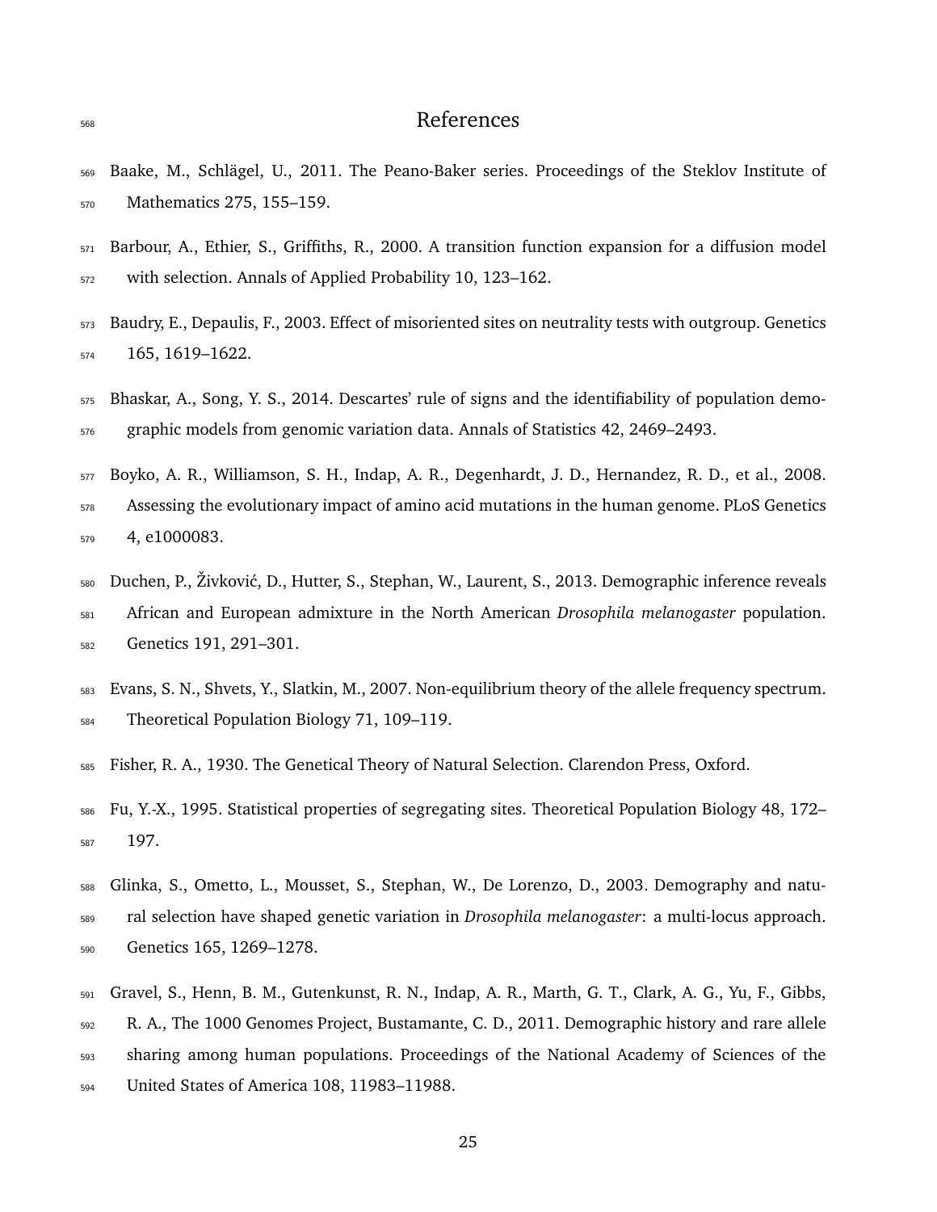# References

Baake, M., Schlägel, U., 2011. The Peano-Baker series. Proceedings of the Steklov Institute of Mathematics 275, 155–159.

Barbour, A., Ethier, S., Griffiths, R., 2000. A transition function expansion for a diffusion model with selection. Annals of Applied Probability 10, 123–162.

Baudry, E., Depaulis, F., 2003. Effect of misoriented sites on neutrality tests with outgroup. Genetics 165, 1619–1622.

Bhaskar, A., Song, Y. S., 2014. Descartes' rule of signs and the identifiability of population demographic models from genomic variation data. Annals of Statistics 42, 2469–2493.

Boyko, A. R., Williamson, S. H., Indap, A. R., Degenhardt, J. D., Hernandez, R. D., et al., 2008. Assessing the evolutionary impact of amino acid mutations in the human genome. PLoS Genetics 4, e1000083.

Duchen, P., Živković, D., Hutter, S., Stephan, W., Laurent, S., 2013. Demographic inference reveals African and European admixture in the North American *Drosophila melanogaster* population. Genetics 191, 291–301.

Evans, S. N., Shvets, Y., Slatkin, M., 2007. Non-equilibrium theory of the allele frequency spectrum. Theoretical Population Biology 71, 109–119.

Fisher, R. A., 1930. The Genetical Theory of Natural Selection. Clarendon Press, Oxford.

Fu, Y.-X., 1995. Statistical properties of segregating sites. Theoretical Population Biology 48, 172–197.

Glinka, S., Ometto, L., Mousset, S., Stephan, W., De Lorenzo, D., 2003. Demography and natural selection have shaped genetic variation in *Drosophila melanogaster*: a multi-locus approach. Genetics 165, 1269–1278.

Gravel, S., Henn, B. M., Gutenkunst, R. N., Indap, A. R., Marth, G. T., Clark, A. G., Yu, F., Gibbs, R. A., The 1000 Genomes Project, Bustamante, C. D., 2011. Demographic history and rare allele sharing among human populations. Proceedings of the National Academy of Sciences of the United States of America 108, 11983–11988.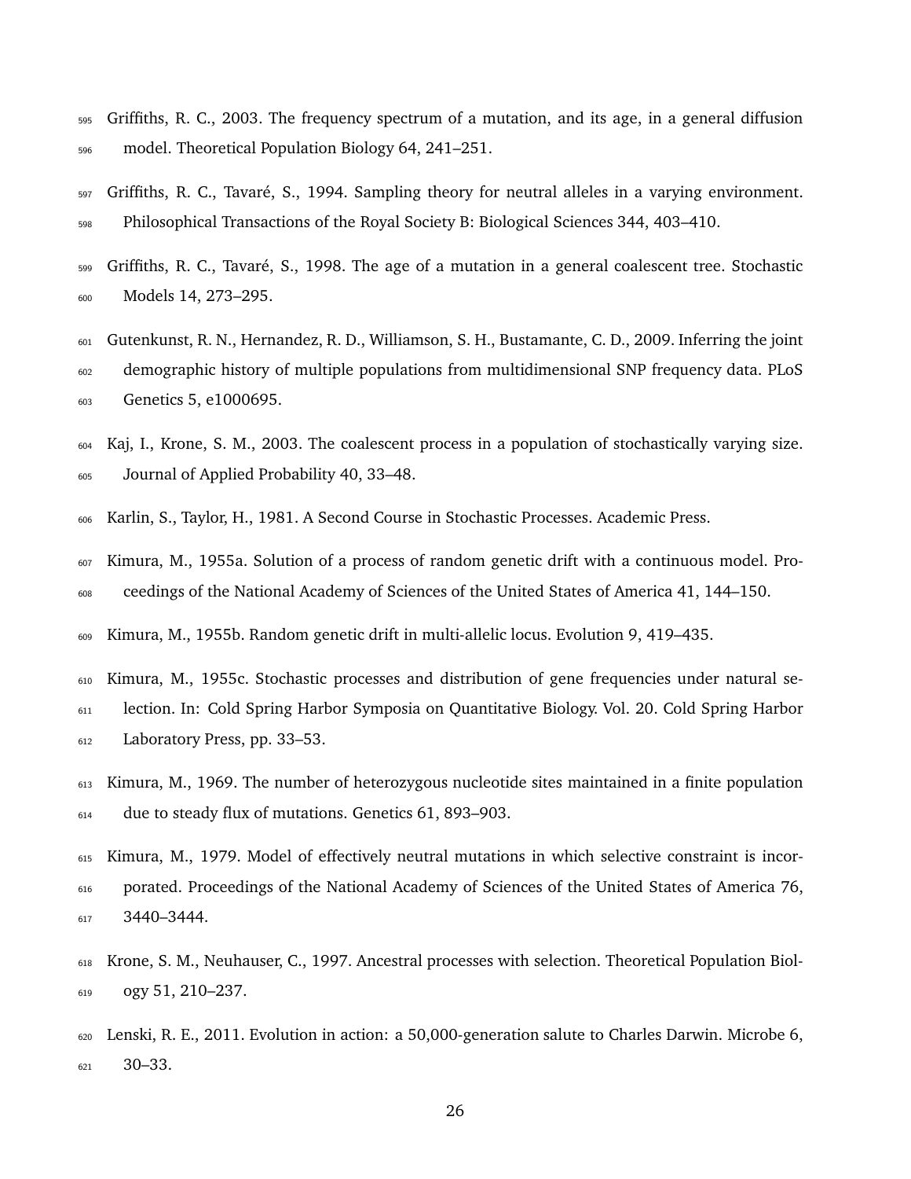Griffiths, R. C., 2003. The frequency spectrum of a mutation, and its age, in a general diffusion model. Theoretical Population Biology 64, 241–251.

Griffiths, R. C., Tavaré, S., 1994. Sampling theory for neutral alleles in a varying environment. Philosophical Transactions of the Royal Society B: Biological Sciences 344, 403–410.

Griffiths, R. C., Tavaré, S., 1998. The age of a mutation in a general coalescent tree. Stochastic Models 14, 273–295.

Gutenkunst, R. N., Hernandez, R. D., Williamson, S. H., Bustamante, C. D., 2009. Inferring the joint demographic history of multiple populations from multidimensional SNP frequency data. PLoS Genetics 5, e1000695.

Kaj, I., Krone, S. M., 2003. The coalescent process in a population of stochastically varying size. Journal of Applied Probability 40, 33–48.

Karlin, S., Taylor, H., 1981. A Second Course in Stochastic Processes. Academic Press.

Kimura, M., 1955a. Solution of a process of random genetic drift with a continuous model. Proceedings of the National Academy of Sciences of the United States of America 41, 144–150.

Kimura, M., 1955b. Random genetic drift in multi-allelic locus. Evolution 9, 419–435.

Kimura, M., 1955c. Stochastic processes and distribution of gene frequencies under natural selection. In: Cold Spring Harbor Symposia on Quantitative Biology. Vol. 20. Cold Spring Harbor Laboratory Press, pp. 33–53.

Kimura, M., 1969. The number of heterozygous nucleotide sites maintained in a finite population due to steady flux of mutations. Genetics 61, 893–903.

Kimura, M., 1979. Model of effectively neutral mutations in which selective constraint is incorporated. Proceedings of the National Academy of Sciences of the United States of America 76, 3440–3444.

Krone, S. M., Neuhauser, C., 1997. Ancestral processes with selection. Theoretical Population Biology 51, 210–237.

Lenski, R. E., 2011. Evolution in action: a 50,000-generation salute to Charles Darwin. Microbe 6, 30–33.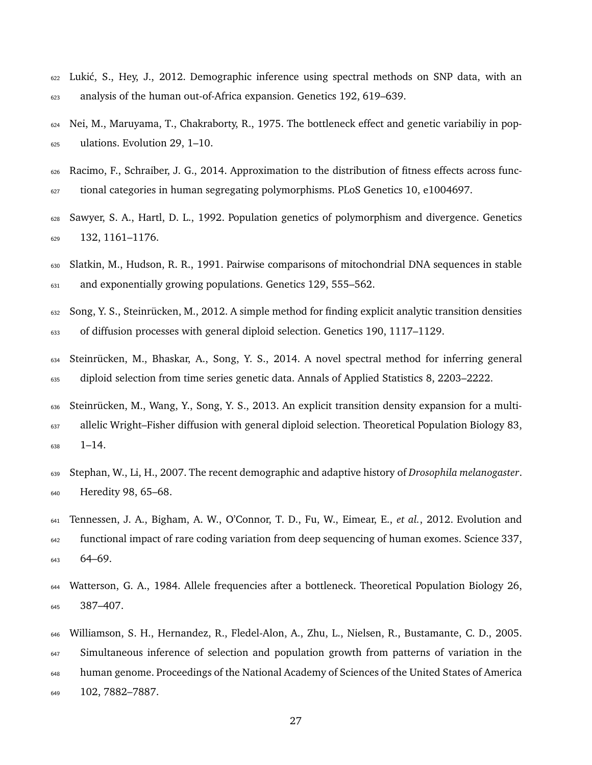Lukić, S., Hey, J., 2012. Demographic inference using spectral methods on SNP data, with an analysis of the human out-of-Africa expansion. Genetics 192, 619–639.

Nei, M., Maruyama, T., Chakraborty, R., 1975. The bottleneck effect and genetic variabiliy in populations. Evolution 29, 1–10.

Racimo, F., Schraiber, J. G., 2014. Approximation to the distribution of fitness effects across functional categories in human segregating polymorphisms. PLoS Genetics 10, e1004697.

Sawyer, S. A., Hartl, D. L., 1992. Population genetics of polymorphism and divergence. Genetics 132, 1161–1176.

Slatkin, M., Hudson, R. R., 1991. Pairwise comparisons of mitochondrial DNA sequences in stable and exponentially growing populations. Genetics 129, 555–562.

Song, Y. S., Steinrücken, M., 2012. A simple method for finding explicit analytic transition densities of diffusion processes with general diploid selection. Genetics 190, 1117–1129.

Steinrücken, M., Bhaskar, A., Song, Y. S., 2014. A novel spectral method for inferring general diploid selection from time series genetic data. Annals of Applied Statistics 8, 2203–2222.

Steinrücken, M., Wang, Y., Song, Y. S., 2013. An explicit transition density expansion for a multi-allelic Wright–Fisher diffusion with general diploid selection. Theoretical Population Biology 83, 1–14.

Stephan, W., Li, H., 2007. The recent demographic and adaptive history of *Drosophila melanogaster*. Heredity 98, 65–68.

Tennessen, J. A., Bigham, A. W., O'Connor, T. D., Fu, W., Eimear, E., *et al.*, 2012. Evolution and functional impact of rare coding variation from deep sequencing of human exomes. Science 337, 64–69.

Watterson, G. A., 1984. Allele frequencies after a bottleneck. Theoretical Population Biology 26, 387–407.

Williamson, S. H., Hernandez, R., Fledel-Alon, A., Zhu, L., Nielsen, R., Bustamante, C. D., 2005. Simultaneous inference of selection and population growth from patterns of variation in the human genome. Proceedings of the National Academy of Sciences of the United States of America 102, 7882–7887.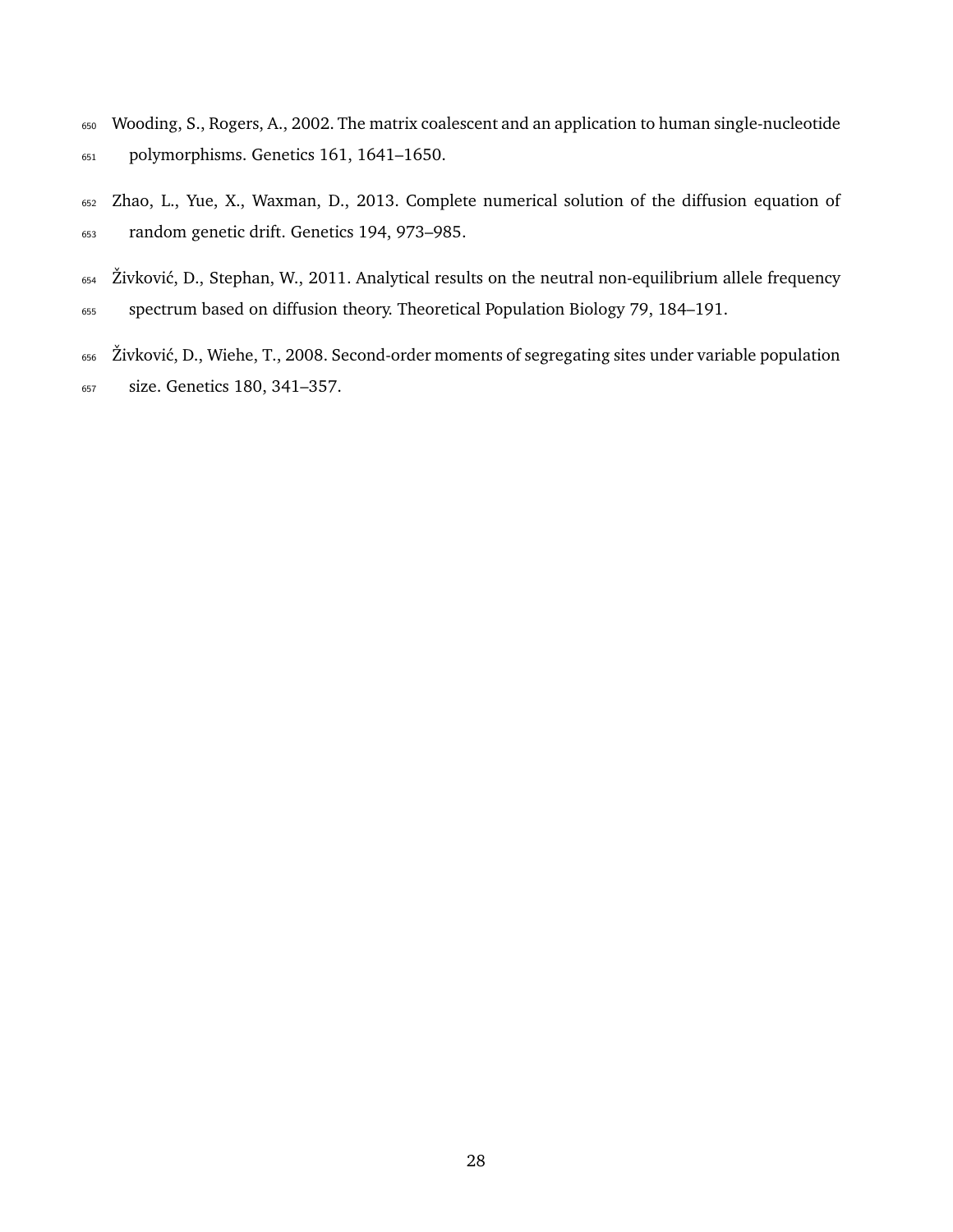Wooding, S., Rogers, A., 2002. The matrix coalescent and an application to human single-nucleotide polymorphisms. Genetics 161, 1641–1650.

Zhao, L., Yue, X., Waxman, D., 2013. Complete numerical solution of the diffusion equation of random genetic drift. Genetics 194, 973–985.

Živković, D., Stephan, W., 2011. Analytical results on the neutral non-equilibrium allele frequency spectrum based on diffusion theory. Theoretical Population Biology 79, 184–191.

Živković, D., Wiehe, T., 2008. Second-order moments of segregating sites under variable population size. Genetics 180, 341–357.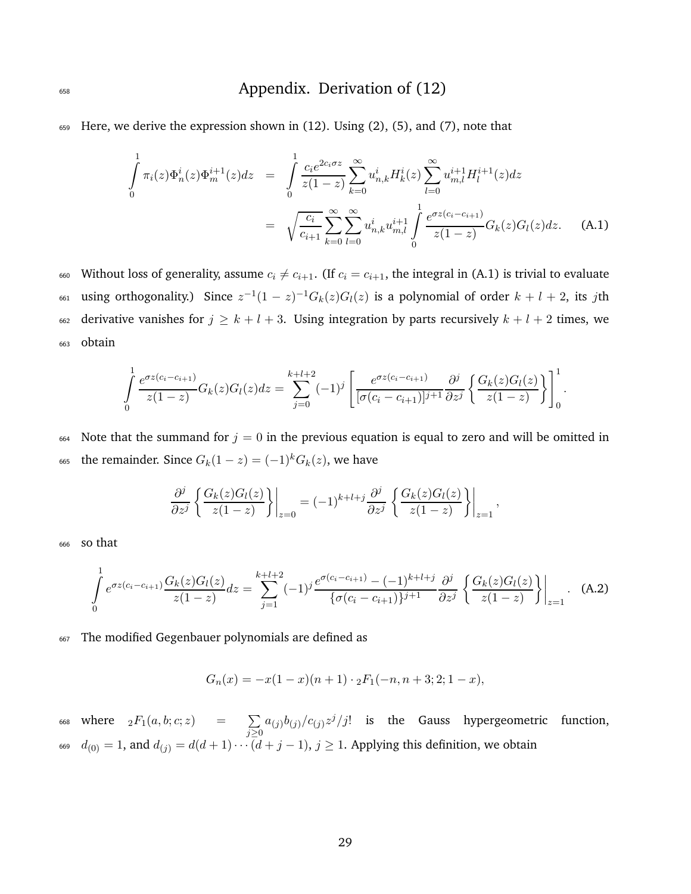# Appendix. Derivation of (12)

Here, we derive the expression shown in (12). Using (2), (5), and (7), note that

$$
\begin{aligned}
\int_0^1 \pi_i(z)\Phi_n^i(z)\Phi_m^{i+1}(z)dz &= \int_0^1 \frac{c_i e^{2c_i\sigma z}}{z(1-z)} \sum_{k=0}^{\infty} u_{n,k}^i H_k^i(z) \sum_{l=0}^{\infty} u_{m,l}^{i+1} H_l^{i+1}(z)dz \\
&= \sqrt{\frac{c_i}{c_{i+1}}} \sum_{k=0}^{\infty}\sum_{l=0}^{\infty} u_{n,k}^i u_{m,l}^{i+1} \int_0^1 \frac{e^{\sigma z(c_i - c_{i+1})}}{z(1-z)} G_k(z)G_l(z)dz. \qquad \text{(A.1)}
\end{aligned}
$$

Without loss of generality, assume $c_i \neq c_{i+1}$. (If $c_i = c_{i+1}$, the integral in (A.1) is trivial to evaluate using orthogonality.) Since $z^{-1}(1-z)^{-1}G_k(z)G_l(z)$ is a polynomial of order $k+l+2$, its $j$th derivative vanishes for $j \geq k+l+3$. Using integration by parts recursively $k+l+2$ times, we obtain

$$
\int_0^1 \frac{e^{\sigma z(c_i - c_{i+1})}}{z(1-z)} G_k(z)G_l(z)dz = \sum_{j=0}^{k+l+2} (-1)^j \left[ \frac{e^{\sigma z(c_i - c_{i+1})}}{[\sigma(c_i - c_{i+1})]^{j+1}} \frac{\partial^j}{\partial z^j} \left\{ \frac{G_k(z)G_l(z)}{z(1-z)} \right\} \right]_0^1 .
$$

Note that the summand for $j = 0$ in the previous equation is equal to zero and will be omitted in the remainder. Since $G_k(1-z) = (-1)^k G_k(z)$, we have

$$
\frac{\partial^j}{\partial z^j} \left\{ \frac{G_k(z)G_l(z)}{z(1-z)} \right\}\bigg|_{z=0} = (-1)^{k+l+j} \frac{\partial^j}{\partial z^j} \left\{ \frac{G_k(z)G_l(z)}{z(1-z)} \right\}\bigg|_{z=1},
$$

so that

$$
\int_0^1 e^{\sigma z(c_i - c_{i+1})} \frac{G_k(z)G_l(z)}{z(1-z)} dz = \sum_{j=1}^{k+l+2} (-1)^j \frac{e^{\sigma(c_i - c_{i+1})} - (-1)^{k+l+j}}{\{\sigma(c_i - c_{i+1})\}^{j+1}} \frac{\partial^j}{\partial z^j} \left\{ \frac{G_k(z)G_l(z)}{z(1-z)} \right\}\bigg|_{z=1}. \qquad \text{(A.2)}
$$

The modified Gegenbauer polynomials are defined as

$$
G_n(x) = -x(1-x)(n+1) \cdot {}_2F_1(-n, n+3; 2; 1-x),
$$

where ${}_2F_1(a, b; c; z) = \sum_{j \geq 0} a_{(j)} b_{(j)} / c_{(j)} z^j / j!$ is the Gauss hypergeometric function, $d_{(0)} = 1$, and $d_{(j)} = d(d+1) \cdots (d+j-1)$, $j \geq 1$. Applying this definition, we obtain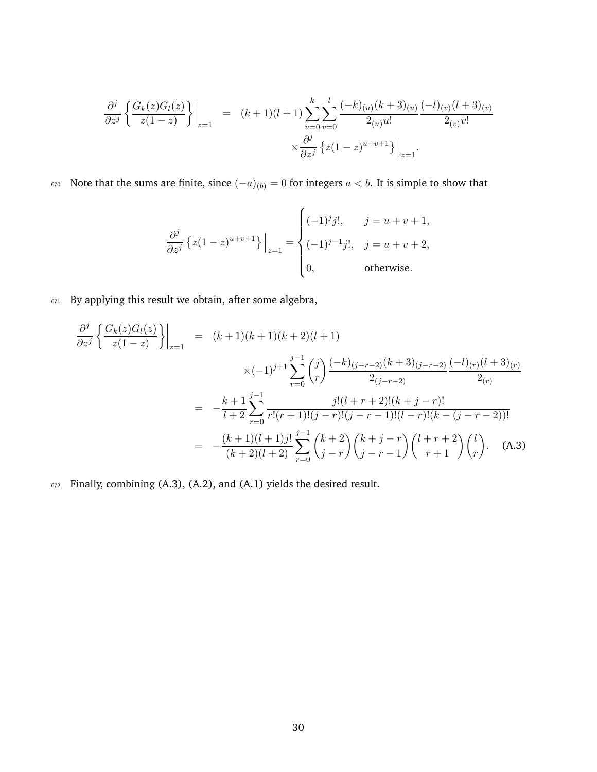$$
\begin{aligned}
\frac{\partial^j}{\partial z^j}\left\{\frac{G_k(z)G_l(z)}{z(1-z)}\right\}\Bigg|_{z=1} &= (k+1)(l+1)\sum_{u=0}^{k}\sum_{v=0}^{l}\frac{(-k)_{(u)}(k+3)_{(u)}}{2_{(u)}u!}\frac{(-l)_{(v)}(l+3)_{(v)}}{2_{(v)}v!} \\
&\qquad\times\frac{\partial^j}{\partial z^j}\left\{z(1-z)^{u+v+1}\right\}\Big|_{z=1}.
\end{aligned}
$$

Note that the sums are finite, since $(-a)_{(b)} = 0$ for integers $a < b$. It is simple to show that

$$
\frac{\partial^j}{\partial z^j}\left\{z(1-z)^{u+v+1}\right\}\Big|_{z=1} = \begin{cases} (-1)^j j!, & j = u+v+1, \\ (-1)^{j-1} j!, & j = u+v+2, \\ 0, & \text{otherwise}. \end{cases}
$$

By applying this result we obtain, after some algebra,

$$
\begin{aligned}
\frac{\partial^j}{\partial z^j}\left\{\frac{G_k(z)G_l(z)}{z(1-z)}\right\}\Bigg|_{z=1} &= (k+1)(k+1)(k+2)(l+1) \\
&\qquad\times(-1)^{j+1}\sum_{r=0}^{j-1}\binom{j}{r}\frac{(-k)_{(j-r-2)}(k+3)_{(j-r-2)}}{2_{(j-r-2)}}\frac{(-l)_{(r)}(l+3)_{(r)}}{2_{(r)}} \\
&= -\frac{k+1}{l+2}\sum_{r=0}^{j-1}\frac{j!(l+r+2)!(k+j-r)!}{r!(r+1)!(j-r)!(j-r-1)!(l-r)!(k-(j-r-2))!} \\
&= -\frac{(k+1)(l+1)j!}{(k+2)(l+2)}\sum_{r=0}^{j-1}\binom{k+2}{j-r}\binom{k+j-r}{j-r-1}\binom{l+r+2}{r+1}\binom{l}{r}. \qquad \text{(A.3)}
\end{aligned}
$$

Finally, combining (A.3), (A.2), and (A.1) yields the desired result.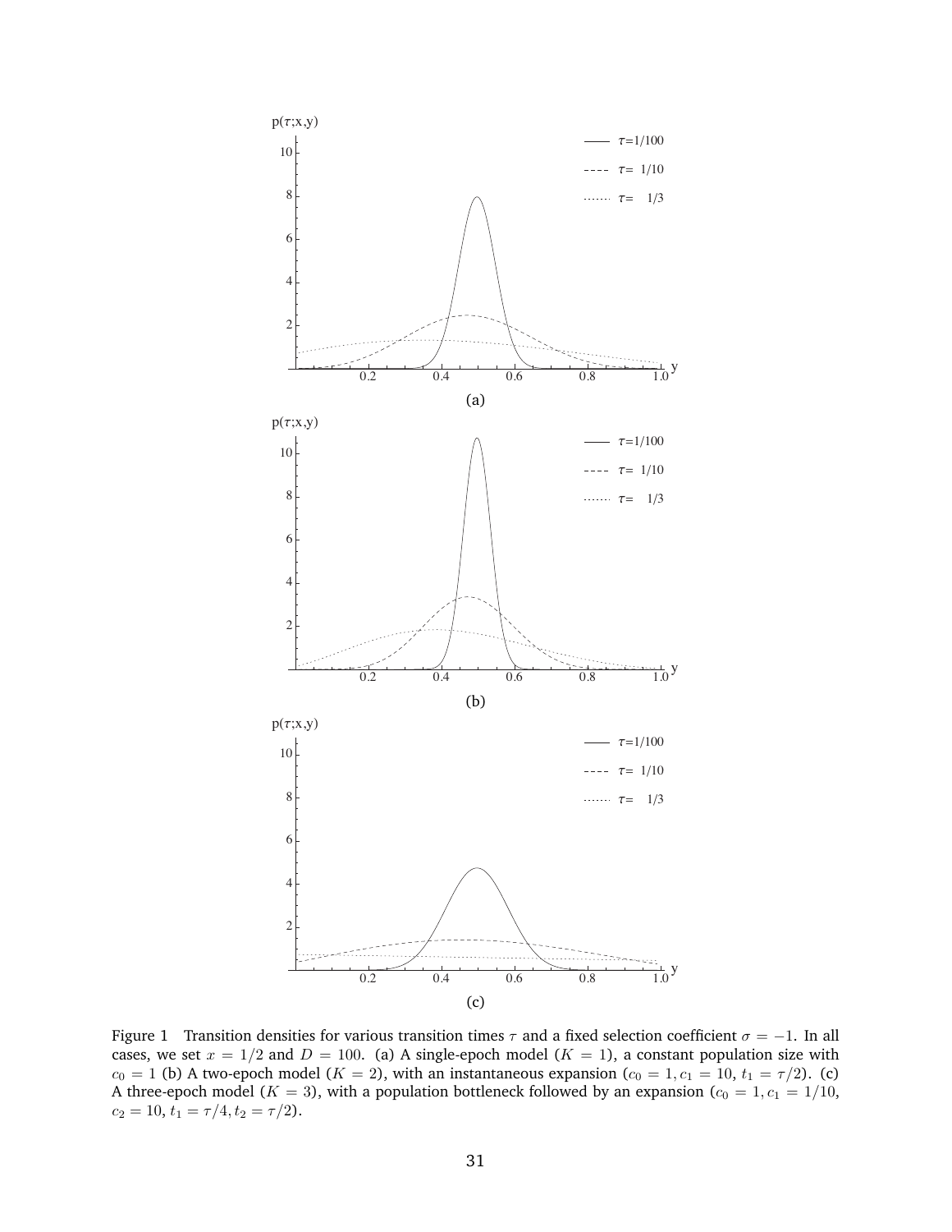(a)

(b)

(c)

Figure 1 Transition densities for various transition times $\tau$ and a fixed selection coefficient $\sigma = -1$. In all cases, we set $x = 1/2$ and $D = 100$. (a) A single-epoch model ($K = 1$), a constant population size with $c_0 = 1$ (b) A two-epoch model ($K = 2$), with an instantaneous expansion ($c_0 = 1, c_1 = 10, t_1 = \tau/2$). (c) A three-epoch model ($K = 3$), with a population bottleneck followed by an expansion ($c_0 = 1, c_1 = 1/10, c_2 = 10, t_1 = \tau/4, t_2 = \tau/2$).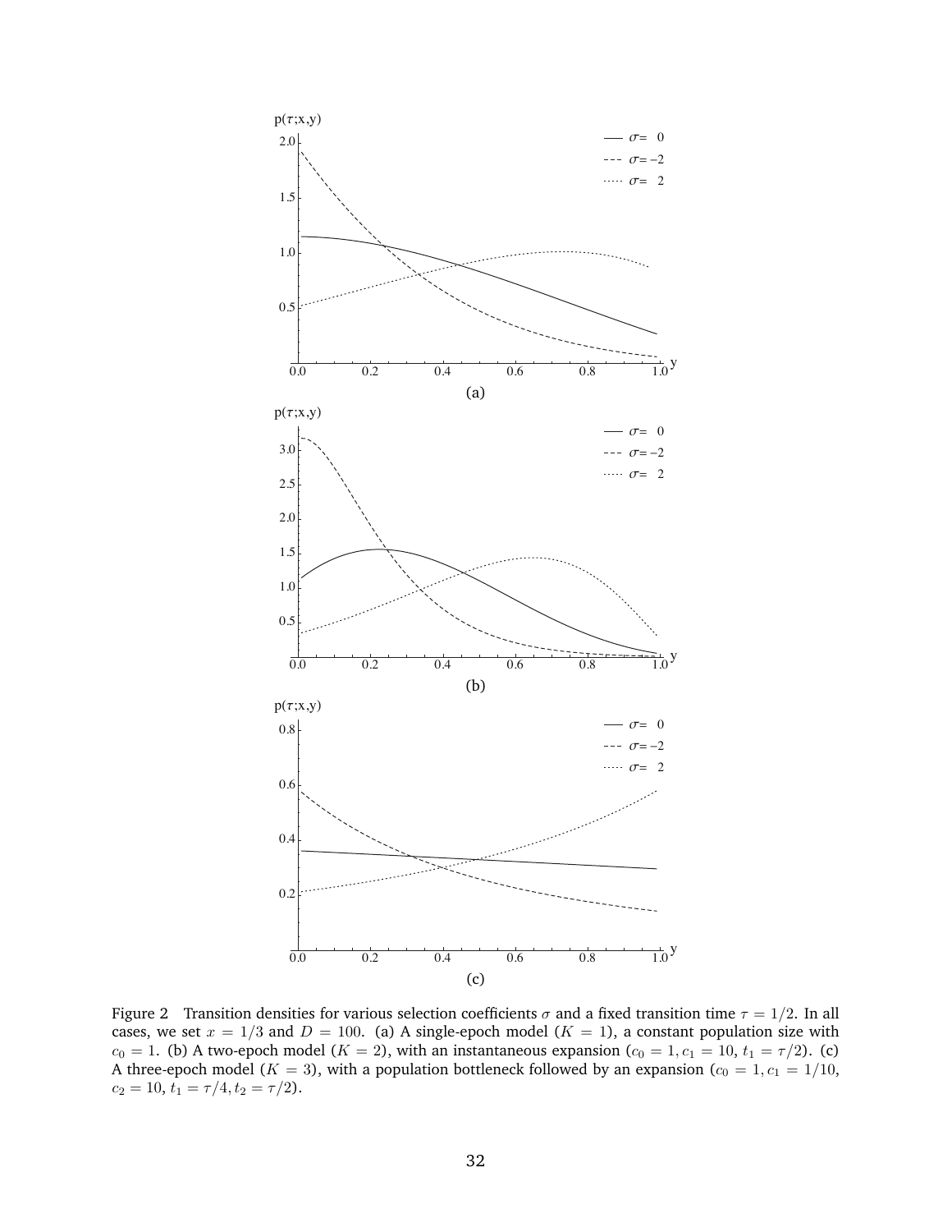Figure 2 Transition densities for various selection coefficients $\sigma$ and a fixed transition time $\tau = 1/2$. In all cases, we set $x = 1/3$ and $D = 100$. (a) A single-epoch model ($K = 1$), a constant population size with $c_0 = 1$. (b) A two-epoch model ($K = 2$), with an instantaneous expansion ($c_0 = 1, c_1 = 10, t_1 = \tau/2$). (c) A three-epoch model ($K = 3$), with a population bottleneck followed by an expansion ($c_0 = 1, c_1 = 1/10, c_2 = 10, t_1 = \tau/4, t_2 = \tau/2$).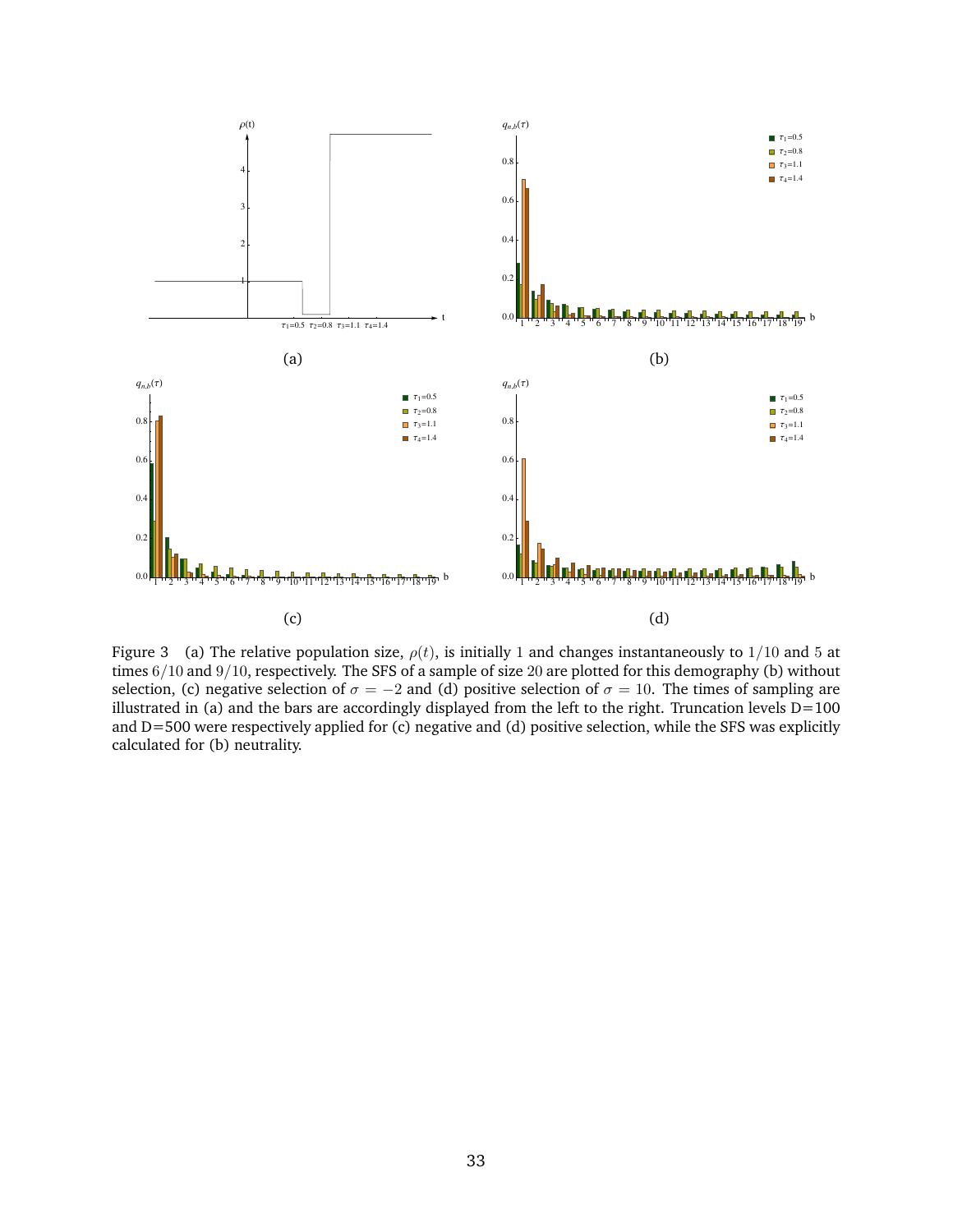Figure 3 (a) The relative population size, $\rho(t)$, is initially $1$ and changes instantaneously to $1/10$ and $5$ at times $6/10$ and $9/10$, respectively. The SFS of a sample of size $20$ are plotted for this demography (b) without selection, (c) negative selection of $\sigma = -2$ and (d) positive selection of $\sigma = 10$. The times of sampling are illustrated in (a) and the bars are accordingly displayed from the left to the right. Truncation levels D=100 and D=500 were respectively applied for (c) negative and (d) positive selection, while the SFS was explicitly calculated for (b) neutrality.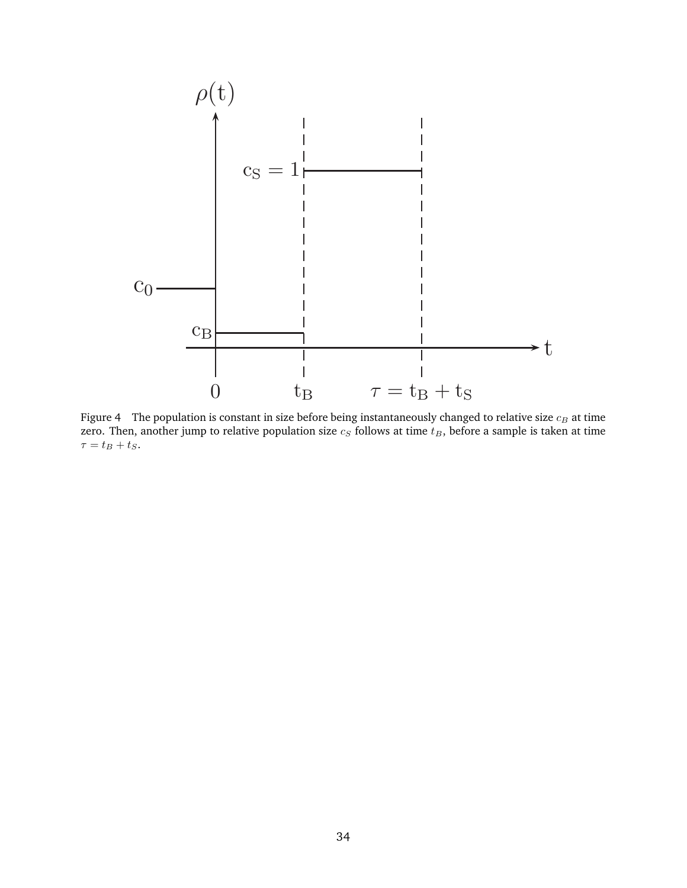Figure 4 The population is constant in size before being instantaneously changed to relative size $c_B$ at time zero. Then, another jump to relative population size $c_S$ follows at time $t_B$, before a sample is taken at time $\tau = t_B + t_S$.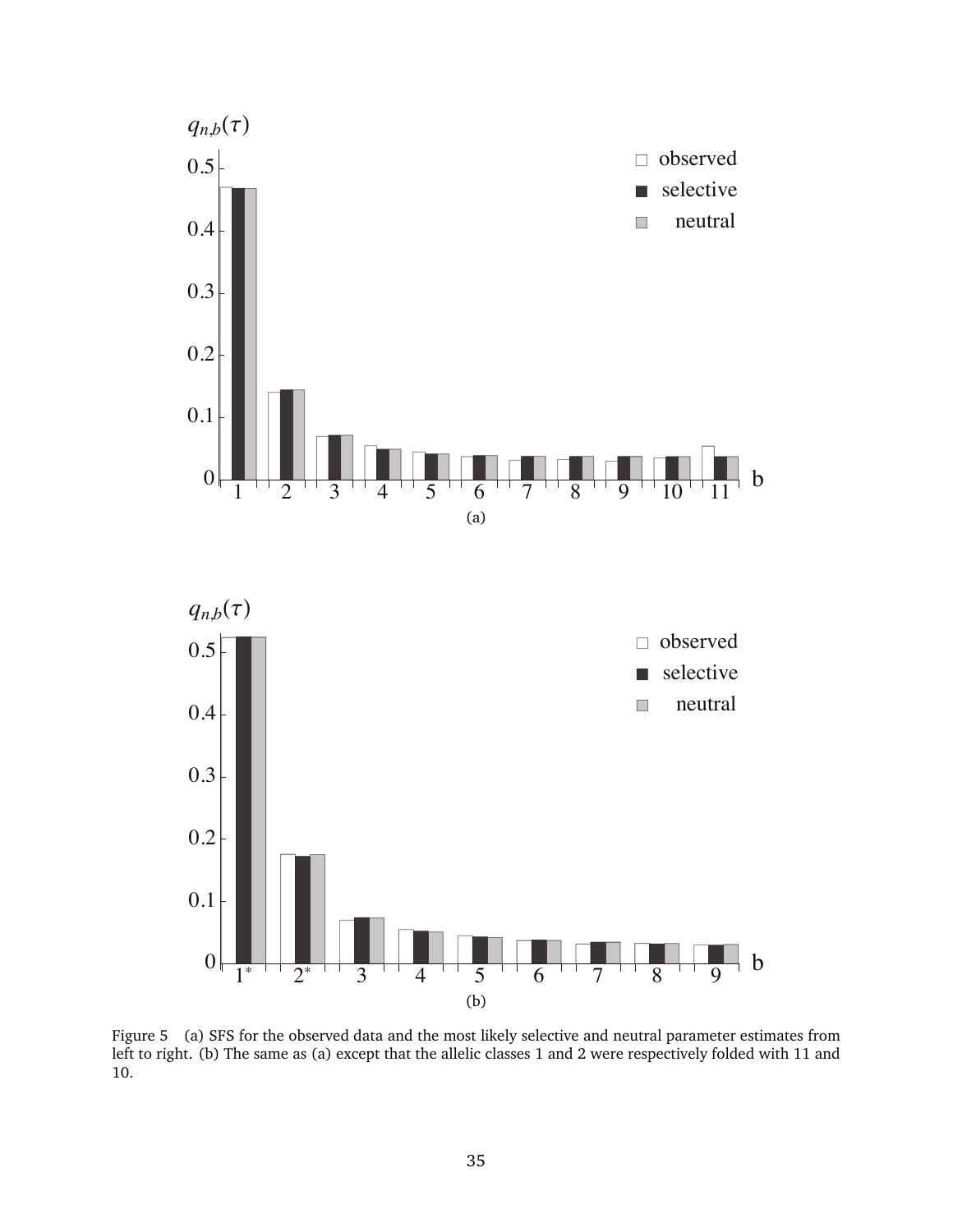Figure 5 (a) SFS for the observed data and the most likely selective and neutral parameter estimates from left to right. (b) The same as (a) except that the allelic classes 1 and 2 were respectively folded with 11 and 10.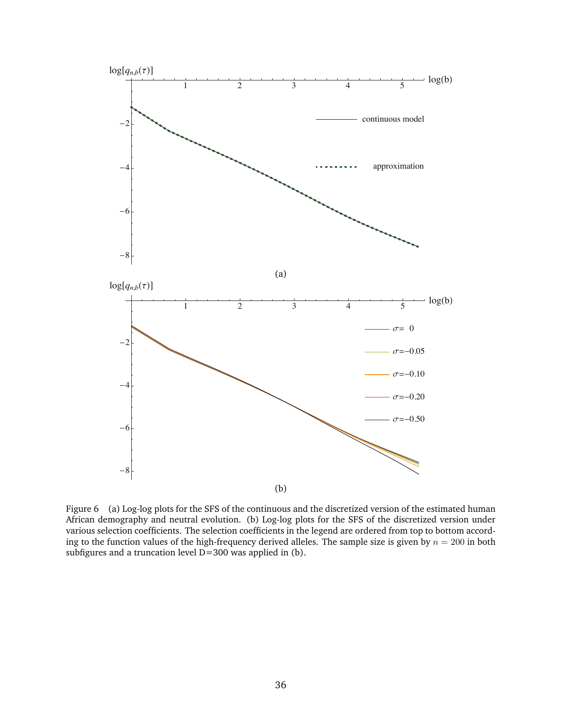Figure 6 (a) Log-log plots for the SFS of the continuous and the discretized version of the estimated human African demography and neutral evolution. (b) Log-log plots for the SFS of the discretized version under various selection coefficients. The selection coefficients in the legend are ordered from top to bottom according to the function values of the high-frequency derived alleles. The sample size is given by $n = 200$ in both subfigures and a truncation level D=300 was applied in (b).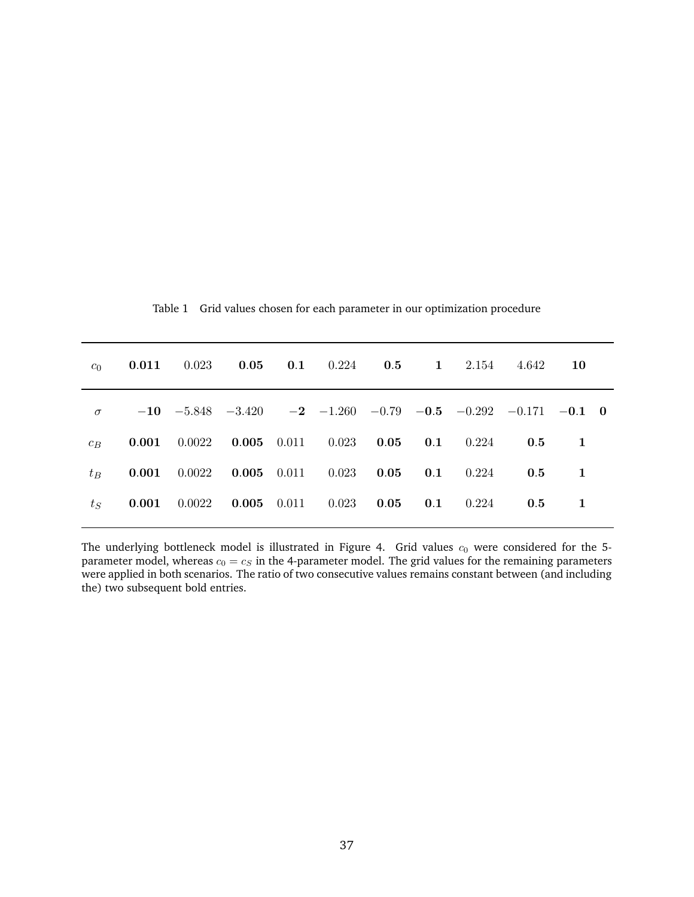Table 1 Grid values chosen for each parameter in our optimization procedure

| $c_0$ | $\mathbf{0.011}$ | $0.023$ | $\mathbf{0.05}$ | $\mathbf{0.1}$ | $0.224$ | $\mathbf{0.5}$ | $\mathbf{1}$ | $2.154$ | $4.642$ | $\mathbf{10}$ | |
|---|---|---|---|---|---|---|---|---|---|---|---|
| $\sigma$ | $\mathbf{-10}$ | $-5.848$ | $-3.420$ | $\mathbf{-2}$ | $-1.260$ | $-0.79$ | $\mathbf{-0.5}$ | $-0.292$ | $-0.171$ | $\mathbf{-0.1}$ | $\mathbf{0}$ |
| $c_B$ | $\mathbf{0.001}$ | $0.0022$ | $\mathbf{0.005}$ | $0.011$ | $0.023$ | $\mathbf{0.05}$ | $\mathbf{0.1}$ | $0.224$ | $\mathbf{0.5}$ | $\mathbf{1}$ | |
| $t_B$ | $\mathbf{0.001}$ | $0.0022$ | $\mathbf{0.005}$ | $0.011$ | $0.023$ | $\mathbf{0.05}$ | $\mathbf{0.1}$ | $0.224$ | $\mathbf{0.5}$ | $\mathbf{1}$ | |
| $t_S$ | $\mathbf{0.001}$ | $0.0022$ | $\mathbf{0.005}$ | $0.011$ | $0.023$ | $\mathbf{0.05}$ | $\mathbf{0.1}$ | $0.224$ | $\mathbf{0.5}$ | $\mathbf{1}$ | |

The underlying bottleneck model is illustrated in Figure 4. Grid values $c_0$ were considered for the 5-parameter model, whereas $c_0 = c_S$ in the 4-parameter model. The grid values for the remaining parameters were applied in both scenarios. The ratio of two consecutive values remains constant between (and including the) two subsequent bold entries.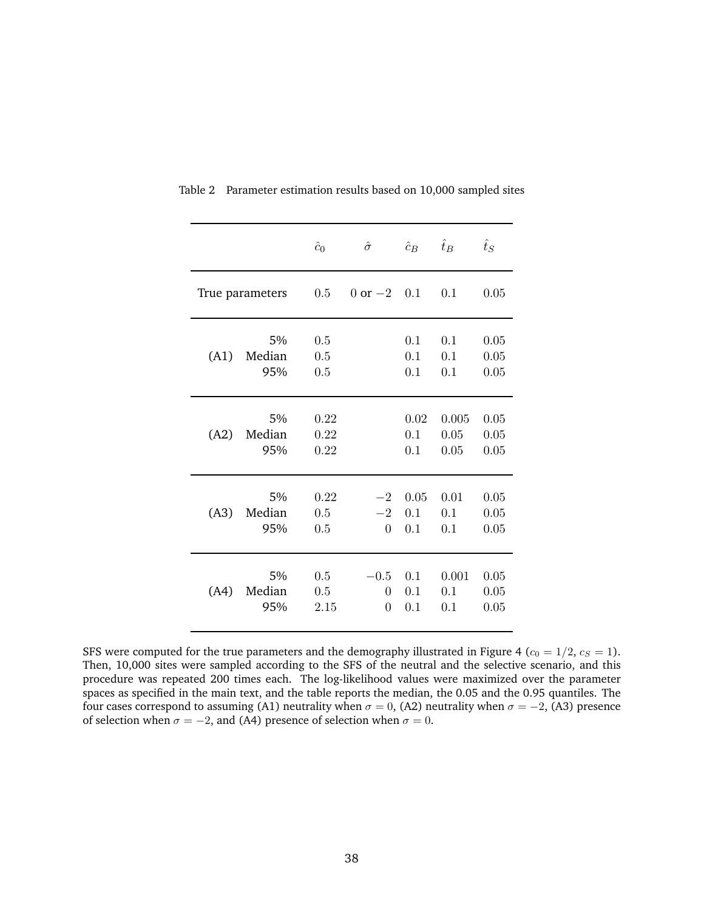Table 2 Parameter estimation results based on 10,000 sampled sites

| | | $\hat{c}_0$ | $\hat{\sigma}$ | $\hat{c}_B$ | $\hat{t}_B$ | $\hat{t}_S$ |
|---|---|---|---|---|---|---|
| True parameters | | $0.5$ | $0$ or $-2$ | $0.1$ | $0.1$ | $0.05$ |
| (A1) | 5% | $0.5$ | | $0.1$ | $0.1$ | $0.05$ |
| | Median | $0.5$ | | $0.1$ | $0.1$ | $0.05$ |
| | 95% | $0.5$ | | $0.1$ | $0.1$ | $0.05$ |
| (A2) | 5% | $0.22$ | | $0.02$ | $0.005$ | $0.05$ |
| | Median | $0.22$ | | $0.1$ | $0.05$ | $0.05$ |
| | 95% | $0.22$ | | $0.1$ | $0.05$ | $0.05$ |
| (A3) | 5% | $0.22$ | $-2$ | $0.05$ | $0.01$ | $0.05$ |
| | Median | $0.5$ | $-2$ | $0.1$ | $0.1$ | $0.05$ |
| | 95% | $0.5$ | $0$ | $0.1$ | $0.1$ | $0.05$ |
| (A4) | 5% | $0.5$ | $-0.5$ | $0.1$ | $0.001$ | $0.05$ |
| | Median | $0.5$ | $0$ | $0.1$ | $0.1$ | $0.05$ |
| | 95% | $2.15$ | $0$ | $0.1$ | $0.1$ | $0.05$ |

SFS were computed for the true parameters and the demography illustrated in Figure 4 ($c_0 = 1/2$, $c_S = 1$). Then, 10,000 sites were sampled according to the SFS of the neutral and the selective scenario, and this procedure was repeated 200 times each. The log-likelihood values were maximized over the parameter spaces as specified in the main text, and the table reports the median, the 0.05 and the 0.95 quantiles. The four cases correspond to assuming (A1) neutrality when $\sigma = 0$, (A2) neutrality when $\sigma = -2$, (A3) presence of selection when $\sigma = -2$, and (A4) presence of selection when $\sigma = 0$.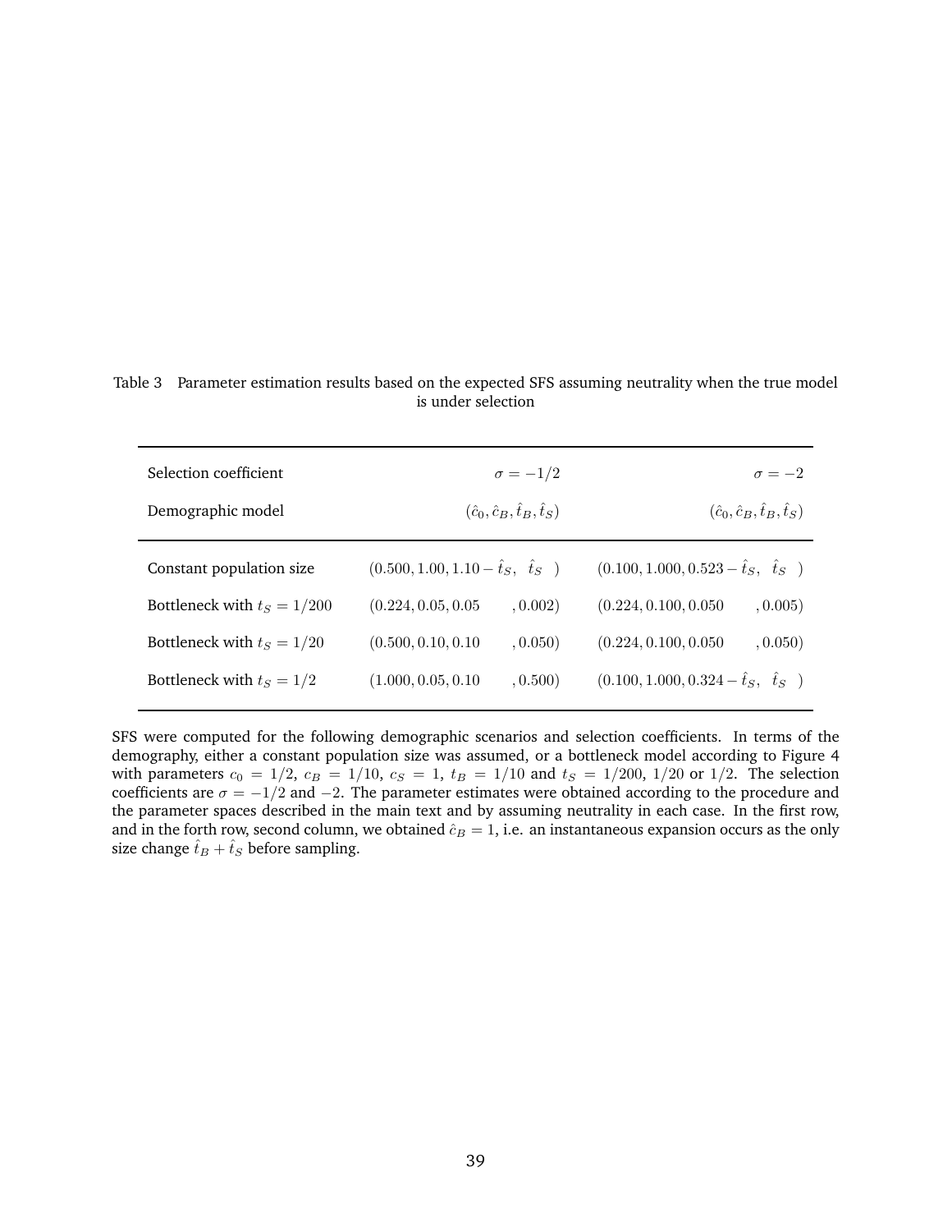Table 3 Parameter estimation results based on the expected SFS assuming neutrality when the true model is under selection

| Selection coefficient | $\sigma = -1/2$ | $\sigma = -2$ |
|---|---|---|
| Demographic model | $(\hat{c}_0, \hat{c}_B, \hat{t}_B, \hat{t}_S)$ | $(\hat{c}_0, \hat{c}_B, \hat{t}_B, \hat{t}_S)$ |
| Constant population size | $(0.500, 1.00, 1.10 - \hat{t}_S, \quad \hat{t}_S \quad)$ | $(0.100, 1.000, 0.523 - \hat{t}_S, \quad \hat{t}_S \quad)$ |
| Bottleneck with $t_S = 1/200$ | $(0.224, 0.05, 0.05 \qquad, 0.002)$ | $(0.224, 0.100, 0.050 \qquad, 0.005)$ |
| Bottleneck with $t_S = 1/20$ | $(0.500, 0.10, 0.10 \qquad, 0.050)$ | $(0.224, 0.100, 0.050 \qquad, 0.050)$ |
| Bottleneck with $t_S = 1/2$ | $(1.000, 0.05, 0.10 \qquad, 0.500)$ | $(0.100, 1.000, 0.324 - \hat{t}_S, \quad \hat{t}_S \quad)$ |

SFS were computed for the following demographic scenarios and selection coefficients. In terms of the demography, either a constant population size was assumed, or a bottleneck model according to Figure 4 with parameters $c_0 = 1/2$, $c_B = 1/10$, $c_S = 1$, $t_B = 1/10$ and $t_S = 1/200$, $1/20$ or $1/2$. The selection coefficients are $\sigma = -1/2$ and $-2$. The parameter estimates were obtained according to the procedure and the parameter spaces described in the main text and by assuming neutrality in each case. In the first row, and in the forth row, second column, we obtained $\hat{c}_B = 1$, i.e. an instantaneous expansion occurs as the only size change $\hat{t}_B + \hat{t}_S$ before sampling.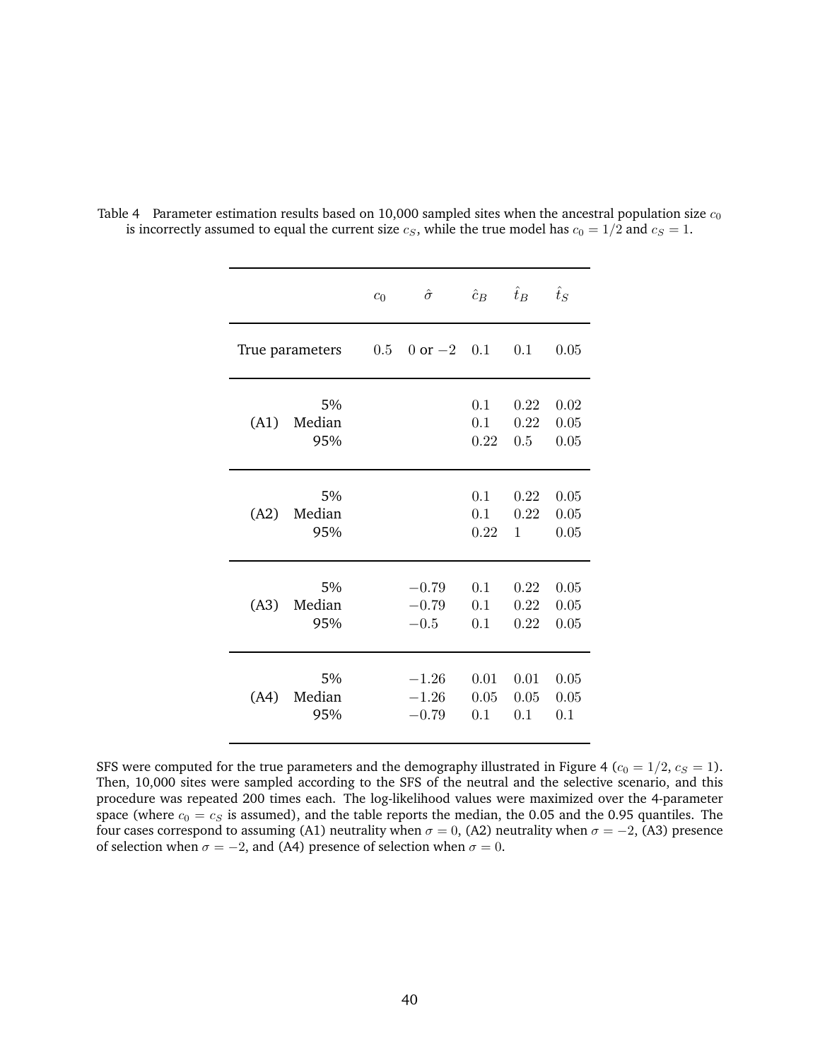Table 4 Parameter estimation results based on 10,000 sampled sites when the ancestral population size $c_0$ is incorrectly assumed to equal the current size $c_S$, while the true model has $c_0 = 1/2$ and $c_S = 1$.

| | | $c_0$ | $\hat{\sigma}$ | $\hat{c}_B$ | $\hat{t}_B$ | $\hat{t}_S$ |
|---|---|---|---|---|---|---|
| True parameters | | $0.5$ | $0$ or $-2$ | $0.1$ | $0.1$ | $0.05$ |
| (A1) | 5% | | | $0.1$ | $0.22$ | $0.02$ |
| | Median | | | $0.1$ | $0.22$ | $0.05$ |
| | 95% | | | $0.22$ | $0.5$ | $0.05$ |
| (A2) | 5% | | | $0.1$ | $0.22$ | $0.05$ |
| | Median | | | $0.1$ | $0.22$ | $0.05$ |
| | 95% | | | $0.22$ | $1$ | $0.05$ |
| (A3) | 5% | | $-0.79$ | $0.1$ | $0.22$ | $0.05$ |
| | Median | | $-0.79$ | $0.1$ | $0.22$ | $0.05$ |
| | 95% | | $-0.5$ | $0.1$ | $0.22$ | $0.05$ |
| (A4) | 5% | | $-1.26$ | $0.01$ | $0.01$ | $0.05$ |
| | Median | | $-1.26$ | $0.05$ | $0.05$ | $0.05$ |
| | 95% | | $-0.79$ | $0.1$ | $0.1$ | $0.1$ |

SFS were computed for the true parameters and the demography illustrated in Figure 4 ($c_0 = 1/2$, $c_S = 1$). Then, 10,000 sites were sampled according to the SFS of the neutral and the selective scenario, and this procedure was repeated 200 times each. The log-likelihood values were maximized over the 4-parameter space (where $c_0 = c_S$ is assumed), and the table reports the median, the 0.05 and the 0.95 quantiles. The four cases correspond to assuming (A1) neutrality when $\sigma = 0$, (A2) neutrality when $\sigma = -2$, (A3) presence of selection when $\sigma = -2$, and (A4) presence of selection when $\sigma = 0$.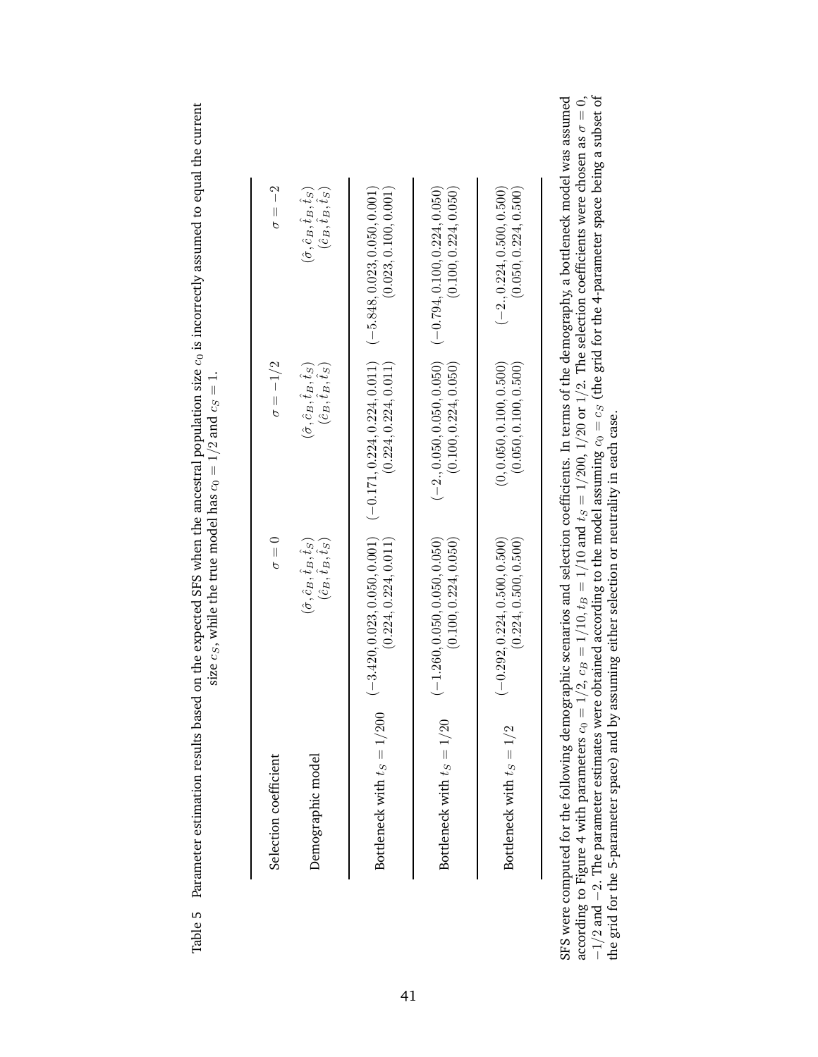Table 5 Parameter estimation results based on the expected SFS when the ancestral population size $c_0$ is incorrectly assumed to equal the current size $c_S$, while the true model has $c_0 = 1/2$ and $c_S = 1$.

| Selection coefficient | $\sigma = 0$ | $\sigma = -1/2$ | $\sigma = -2$ |
|---|---|---|---|
| Demographic model | $(\hat{\sigma}, \hat{c}_B, \hat{t}_B, \hat{t}_S)$ <br> $(\hat{c}_B, \hat{t}_B, \hat{t}_S)$ | $(\hat{\sigma}, \hat{c}_B, \hat{t}_B, \hat{t}_S)$ <br> $(\hat{c}_B, \hat{t}_B, \hat{t}_S)$ | $(\hat{\sigma}, \hat{c}_B, \hat{t}_B, \hat{t}_S)$ <br> $(\hat{c}_B, \hat{t}_B, \hat{t}_S)$ |
| Bottleneck with $t_S = 1/200$ | $(-3.420, 0.023, 0.050, 0.001)$ <br> $(0.224, 0.224, 0.011)$ | $(-0.171, 0.224, 0.224, 0.011)$ <br> $(0.224, 0.224, 0.011)$ | $(-5.848, 0.023, 0.050, 0.001)$ <br> $(0.023, 0.100, 0.001)$ |
| Bottleneck with $t_S = 1/20$ | $(-1.260, 0.050, 0.050, 0.050)$ <br> $(0.100, 0.224, 0.050)$ | $(-2., 0.050, 0.050, 0.050)$ <br> $(0.100, 0.224, 0.050)$ | $(-0.794, 0.100, 0.224, 0.050)$ <br> $(0.100, 0.224, 0.050)$ |
| Bottleneck with $t_S = 1/2$ | $(-0.292, 0.224, 0.500, 0.500)$ <br> $(0.224, 0.500, 0.500)$ | $(0, 0.050, 0.100, 0.500)$ <br> $(0.050, 0.100, 0.500)$ | $(-2., 0.224, 0.500, 0.500)$ <br> $(0.050, 0.224, 0.500)$ |

SFS were computed for the following demographic scenarios and selection coefficients. In terms of the demography, a bottleneck model was assumed according to Figure 4 with parameters $c_0 = 1/2$, $c_B = 1/10$, $t_B = 1/10$ and $t_S = 1/200$, $1/20$ or $1/2$. The selection coefficients were chosen as $\sigma = 0$, $-1/2$ and $-2$. The parameter estimates were obtained according to the model assuming $c_0 = c_S$ (the grid for the 4-parameter space being a subset of the grid for the 5-parameter space) and by assuming either selection or neutrality in each case.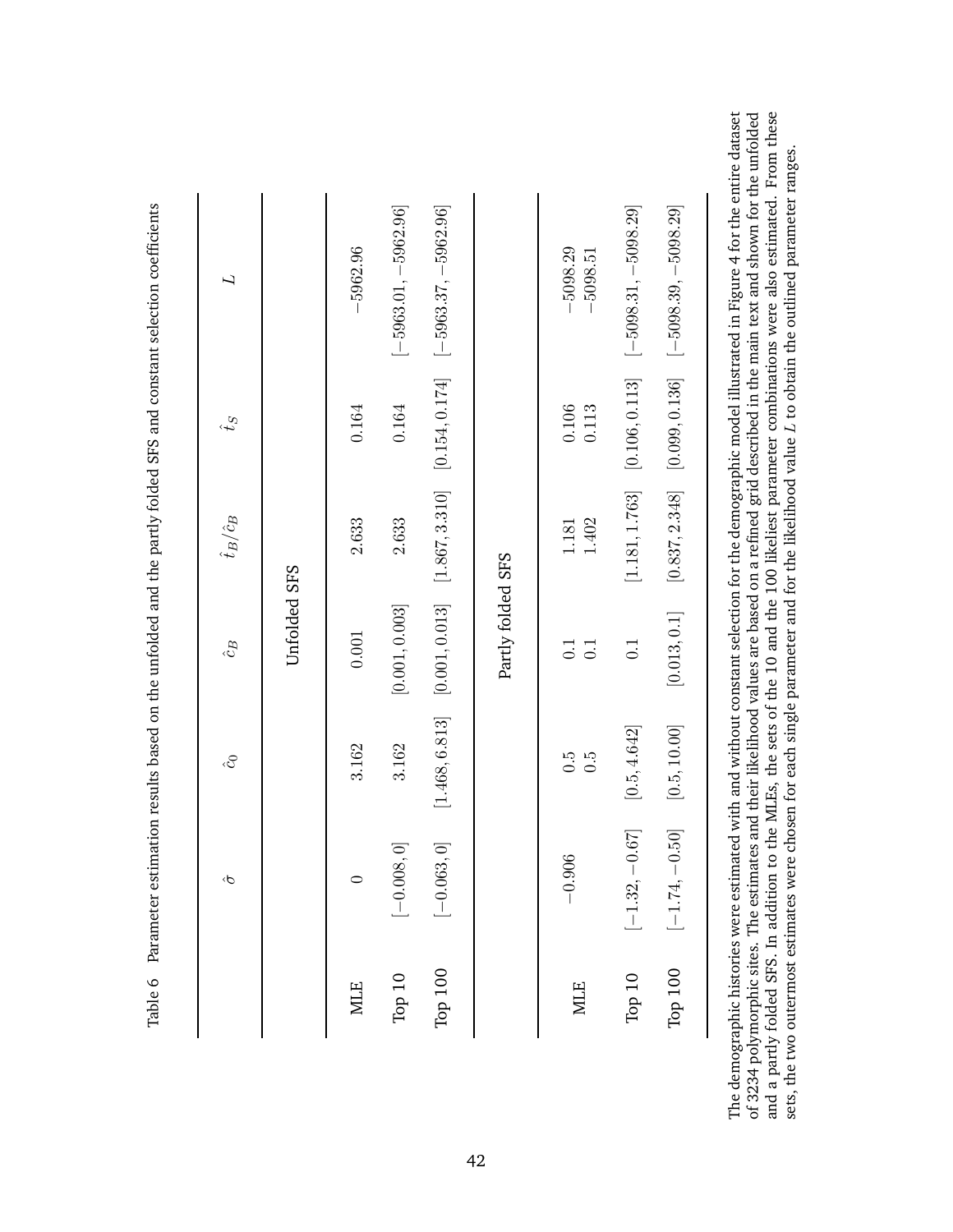Table 6 Parameter estimation results based on the unfolded and the partly folded SFS and constant selection coefficients

| | $\hat{\sigma}$ | $\hat{c}_0$ | $\hat{c}_B$ | $\hat{t}_B/\hat{c}_B$ | $\hat{t}_S$ | $L$ |
|---|---|---|---|---|---|---|
| **Unfolded SFS** | | | | | | |
| MLE | $0$ | $3.162$ | $0.001$ | $2.633$ | $0.164$ | $-5962.96$ |
| Top 10 | $[-0.008, 0]$ | $3.162$ | $[0.001, 0.003]$ | $2.633$ | $0.164$ | $[-5963.01, -5962.96]$ |
| Top 100 | $[-0.063, 0]$ | $[1.468, 6.813]$ | $[0.001, 0.013]$ | $[1.867, 3.310]$ | $[0.154, 0.174]$ | $[-5963.37, -5962.96]$ |
| **Partly folded SFS** | | | | | | |
| MLE | $-0.906$ | $0.5$ | $0.1$ | $1.181$ | $0.106$ | $-5098.29$ |
| | | $0.5$ | $0.1$ | $1.402$ | $0.113$ | $-5098.51$ |
| Top 10 | $[-1.32, -0.67]$ | $[0.5, 4.642]$ | $0.1$ | $[1.181, 1.763]$ | $[0.106, 0.113]$ | $[-5098.31, -5098.29]$ |
| Top 100 | $[-1.74, -0.50]$ | $[0.5, 10.00]$ | $[0.013, 0.1]$ | $[0.837, 2.348]$ | $[0.099, 0.136]$ | $[-5098.39, -5098.29]$ |

The demographic histories were estimated with and without constant selection for the demographic model illustrated in Figure 4 for the entire dataset of 3234 polymorphic sites. The estimates and their likelihood values are based on a refined grid described in the main text and shown for the unfolded and a partly folded SFS. In addition to the MLEs, the sets of the 10 and the 100 likeliest parameter combinations were also estimated. From these sets, the two outermost estimates were chosen for each single parameter and for the likelihood value $L$ to obtain the outlined parameter ranges.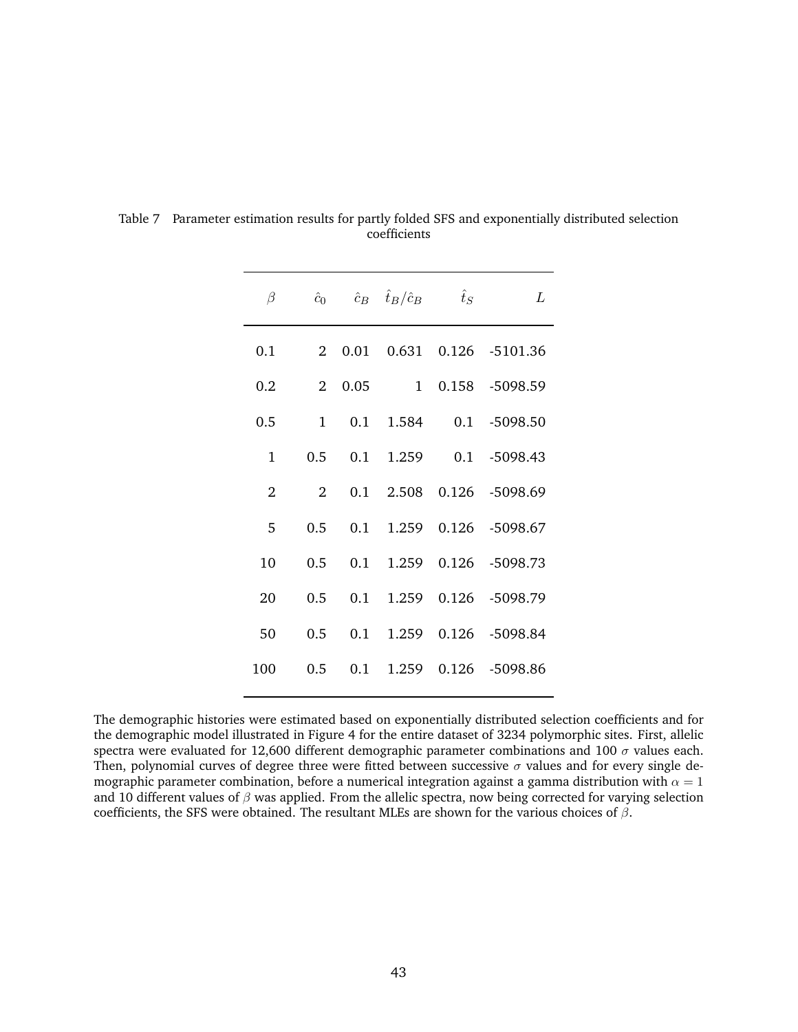Table 7 Parameter estimation results for partly folded SFS and exponentially distributed selection coefficients

| $\beta$ | $\hat{c}_0$ | $\hat{c}_B$ | $\hat{t}_B/\hat{c}_B$ | $\hat{t}_S$ | $L$ |
|---|---|---|---|---|---|
| 0.1 | 2 | 0.01 | 0.631 | 0.126 | -5101.36 |
| 0.2 | 2 | 0.05 | 1 | 0.158 | -5098.59 |
| 0.5 | 1 | 0.1 | 1.584 | 0.1 | -5098.50 |
| 1 | 0.5 | 0.1 | 1.259 | 0.1 | -5098.43 |
| 2 | 2 | 0.1 | 2.508 | 0.126 | -5098.69 |
| 5 | 0.5 | 0.1 | 1.259 | 0.126 | -5098.67 |
| 10 | 0.5 | 0.1 | 1.259 | 0.126 | -5098.73 |
| 20 | 0.5 | 0.1 | 1.259 | 0.126 | -5098.79 |
| 50 | 0.5 | 0.1 | 1.259 | 0.126 | -5098.84 |
| 100 | 0.5 | 0.1 | 1.259 | 0.126 | -5098.86 |

The demographic histories were estimated based on exponentially distributed selection coefficients and for the demographic model illustrated in Figure 4 for the entire dataset of 3234 polymorphic sites. First, allelic spectra were evaluated for 12,600 different demographic parameter combinations and 100 $\sigma$ values each. Then, polynomial curves of degree three were fitted between successive $\sigma$ values and for every single demographic parameter combination, before a numerical integration against a gamma distribution with $\alpha = 1$ and 10 different values of $\beta$ was applied. From the allelic spectra, now being corrected for varying selection coefficients, the SFS were obtained. The resultant MLEs are shown for the various choices of $\beta$.